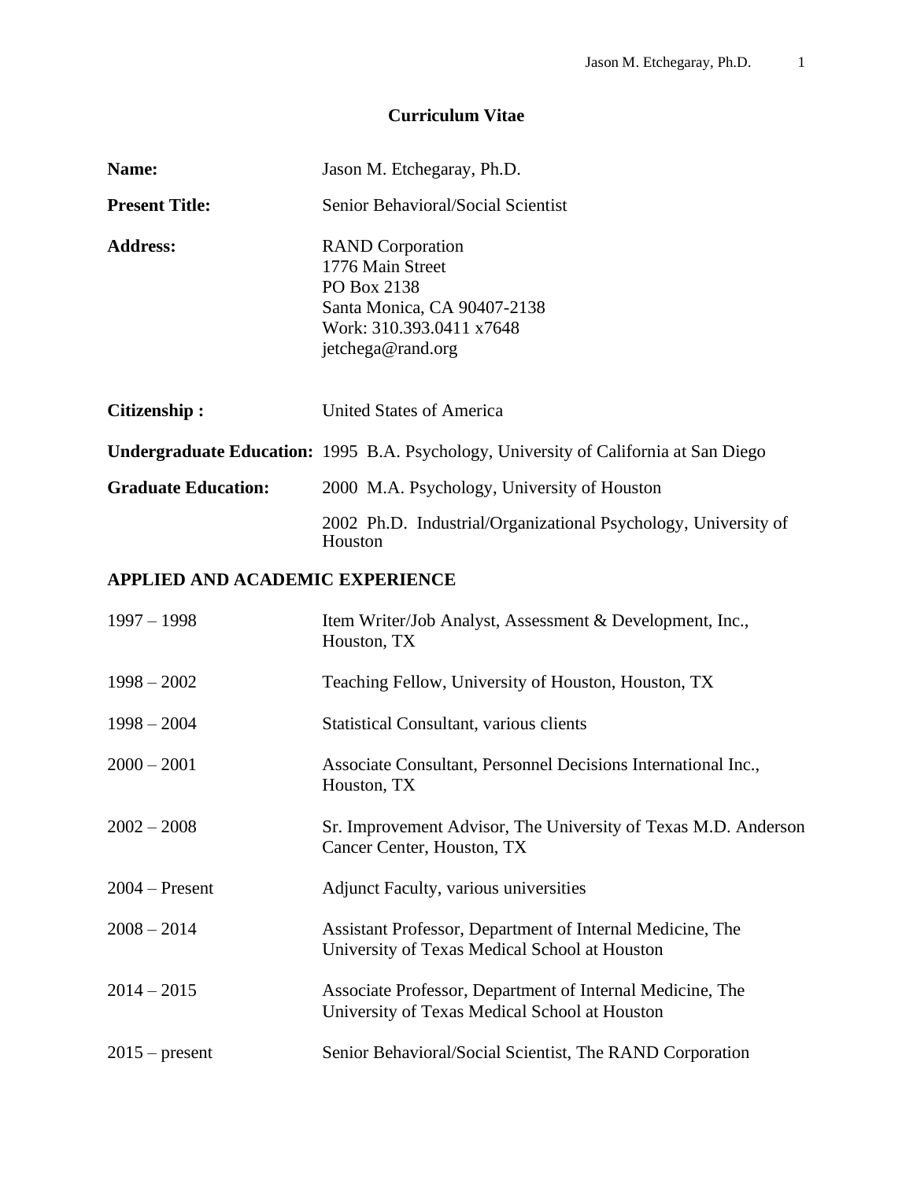# Curriculum Vitae

**Name:** Jason M. Etchegaray, Ph.D.

**Present Title:** Senior Behavioral/Social Scientist

**Address:** RAND Corporation
1776 Main Street
PO Box 2138
Santa Monica, CA 90407-2138
Work: 310.393.0411 x7648
jetchega@rand.org

**Citizenship :** United States of America

**Undergraduate Education:** 1995 B.A. Psychology, University of California at San Diego

**Graduate Education:** 2000 M.A. Psychology, University of Houston

2002 Ph.D. Industrial/Organizational Psychology, University of Houston

## APPLIED AND ACADEMIC EXPERIENCE

| | |
|---|---|
| 1997 – 1998 | Item Writer/Job Analyst, Assessment & Development, Inc., Houston, TX |
| 1998 – 2002 | Teaching Fellow, University of Houston, Houston, TX |
| 1998 – 2004 | Statistical Consultant, various clients |
| 2000 – 2001 | Associate Consultant, Personnel Decisions International Inc., Houston, TX |
| 2002 – 2008 | Sr. Improvement Advisor, The University of Texas M.D. Anderson Cancer Center, Houston, TX |
| 2004 – Present | Adjunct Faculty, various universities |
| 2008 – 2014 | Assistant Professor, Department of Internal Medicine, The University of Texas Medical School at Houston |
| 2014 – 2015 | Associate Professor, Department of Internal Medicine, The University of Texas Medical School at Houston |
| 2015 – present | Senior Behavioral/Social Scientist, The RAND Corporation |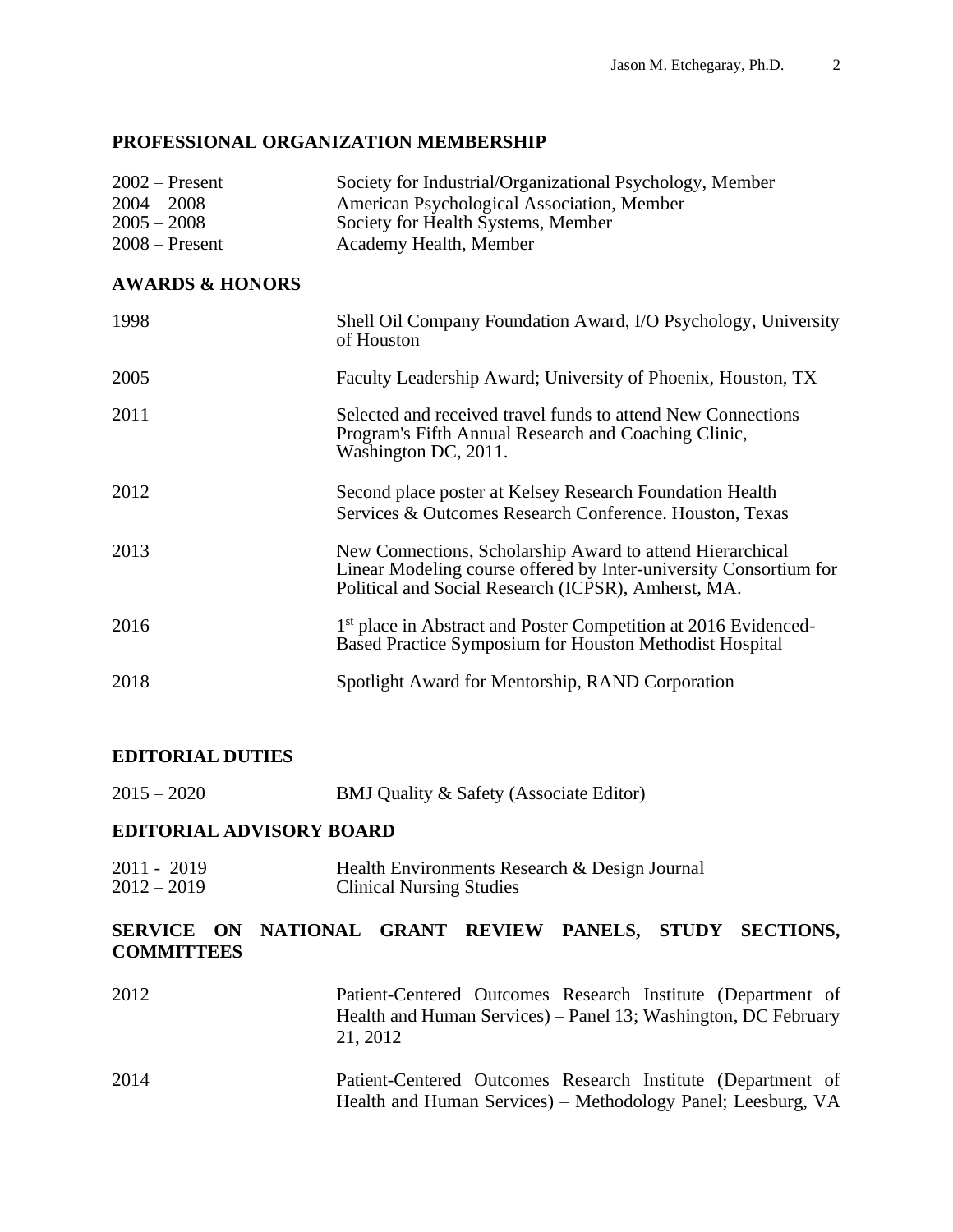## PROFESSIONAL ORGANIZATION MEMBERSHIP

| | |
|---|---|
| 2002 – Present | Society for Industrial/Organizational Psychology, Member |
| 2004 – 2008 | American Psychological Association, Member |
| 2005 – 2008 | Society for Health Systems, Member |
| 2008 – Present | Academy Health, Member |

## AWARDS & HONORS

| | |
|---|---|
| 1998 | Shell Oil Company Foundation Award, I/O Psychology, University of Houston |
| 2005 | Faculty Leadership Award; University of Phoenix, Houston, TX |
| 2011 | Selected and received travel funds to attend New Connections Program's Fifth Annual Research and Coaching Clinic, Washington DC, 2011. |
| 2012 | Second place poster at Kelsey Research Foundation Health Services & Outcomes Research Conference. Houston, Texas |
| 2013 | New Connections, Scholarship Award to attend Hierarchical Linear Modeling course offered by Inter-university Consortium for Political and Social Research (ICPSR), Amherst, MA. |
| 2016 | 1st place in Abstract and Poster Competition at 2016 Evidenced-Based Practice Symposium for Houston Methodist Hospital |
| 2018 | Spotlight Award for Mentorship, RAND Corporation |

## EDITORIAL DUTIES

| | |
|---|---|
| 2015 – 2020 | BMJ Quality & Safety (Associate Editor) |

## EDITORIAL ADVISORY BOARD

| | |
|---|---|
| 2011 - 2019 | Health Environments Research & Design Journal |
| 2012 – 2019 | Clinical Nursing Studies |

## SERVICE ON NATIONAL GRANT REVIEW PANELS, STUDY SECTIONS, COMMITTEES

| | |
|---|---|
| 2012 | Patient-Centered Outcomes Research Institute (Department of Health and Human Services) – Panel 13; Washington, DC February 21, 2012 |
| 2014 | Patient-Centered Outcomes Research Institute (Department of Health and Human Services) – Methodology Panel; Leesburg, VA |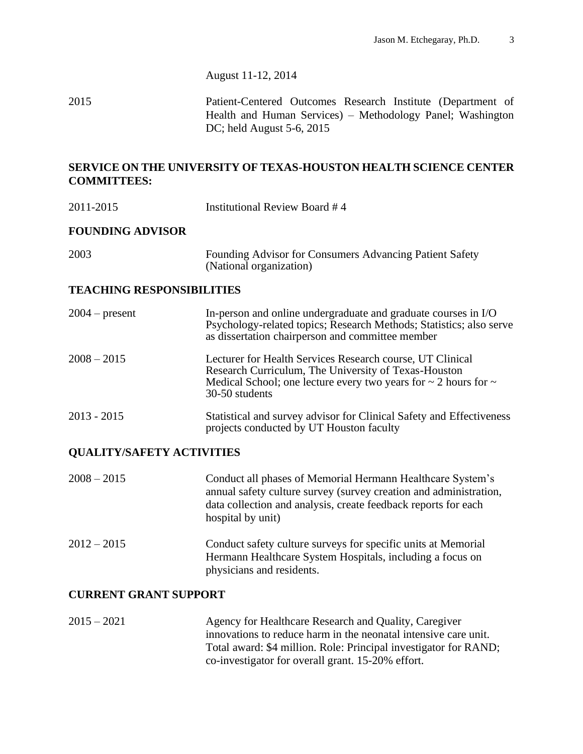August 11-12, 2014

2015 Patient-Centered Outcomes Research Institute (Department of Health and Human Services) – Methodology Panel; Washington DC; held August 5-6, 2015

## SERVICE ON THE UNIVERSITY OF TEXAS-HOUSTON HEALTH SCIENCE CENTER COMMITTEES:

2011-2015 Institutional Review Board # 4

## FOUNDING ADVISOR

2003 Founding Advisor for Consumers Advancing Patient Safety (National organization)

## TEACHING RESPONSIBILITIES

2004 – present In-person and online undergraduate and graduate courses in I/O Psychology-related topics; Research Methods; Statistics; also serve as dissertation chairperson and committee member

2008 – 2015 Lecturer for Health Services Research course, UT Clinical Research Curriculum, The University of Texas-Houston Medical School; one lecture every two years for ~ 2 hours for ~ 30-50 students

2013 - 2015 Statistical and survey advisor for Clinical Safety and Effectiveness projects conducted by UT Houston faculty

## QUALITY/SAFETY ACTIVITIES

2008 – 2015 Conduct all phases of Memorial Hermann Healthcare System's annual safety culture survey (survey creation and administration, data collection and analysis, create feedback reports for each hospital by unit)

2012 – 2015 Conduct safety culture surveys for specific units at Memorial Hermann Healthcare System Hospitals, including a focus on physicians and residents.

## CURRENT GRANT SUPPORT

2015 – 2021 Agency for Healthcare Research and Quality, Caregiver innovations to reduce harm in the neonatal intensive care unit. Total award: $4 million. Role: Principal investigator for RAND; co-investigator for overall grant. 15-20% effort.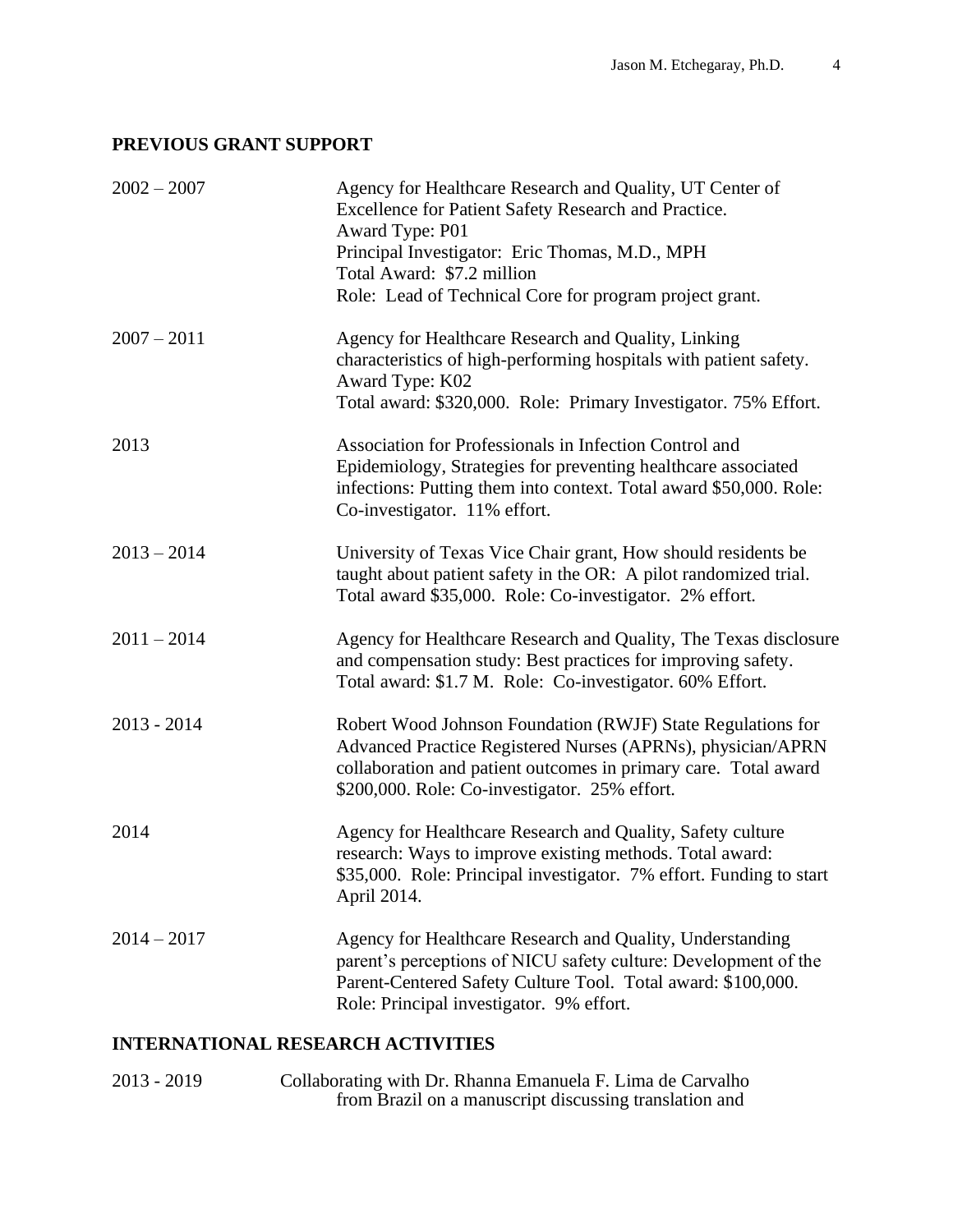## PREVIOUS GRANT SUPPORT

2002 – 2007 Agency for Healthcare Research and Quality, UT Center of Excellence for Patient Safety Research and Practice.
Award Type: P01
Principal Investigator: Eric Thomas, M.D., MPH
Total Award: $7.2 million
Role: Lead of Technical Core for program project grant.

2007 – 2011 Agency for Healthcare Research and Quality, Linking characteristics of high-performing hospitals with patient safety.
Award Type: K02
Total award: $320,000. Role: Primary Investigator. 75% Effort.

2013 Association for Professionals in Infection Control and Epidemiology, Strategies for preventing healthcare associated infections: Putting them into context. Total award $50,000. Role: Co-investigator. 11% effort.

2013 – 2014 University of Texas Vice Chair grant, How should residents be taught about patient safety in the OR: A pilot randomized trial. Total award $35,000. Role: Co-investigator. 2% effort.

2011 – 2014 Agency for Healthcare Research and Quality, The Texas disclosure and compensation study: Best practices for improving safety. Total award: $1.7 M. Role: Co-investigator. 60% Effort.

2013 - 2014 Robert Wood Johnson Foundation (RWJF) State Regulations for Advanced Practice Registered Nurses (APRNs), physician/APRN collaboration and patient outcomes in primary care. Total award $200,000. Role: Co-investigator. 25% effort.

2014 Agency for Healthcare Research and Quality, Safety culture research: Ways to improve existing methods. Total award: $35,000. Role: Principal investigator. 7% effort. Funding to start April 2014.

2014 – 2017 Agency for Healthcare Research and Quality, Understanding parent's perceptions of NICU safety culture: Development of the Parent-Centered Safety Culture Tool. Total award: $100,000. Role: Principal investigator. 9% effort.

## INTERNATIONAL RESEARCH ACTIVITIES

2013 - 2019 Collaborating with Dr. Rhanna Emanuela F. Lima de Carvalho from Brazil on a manuscript discussing translation and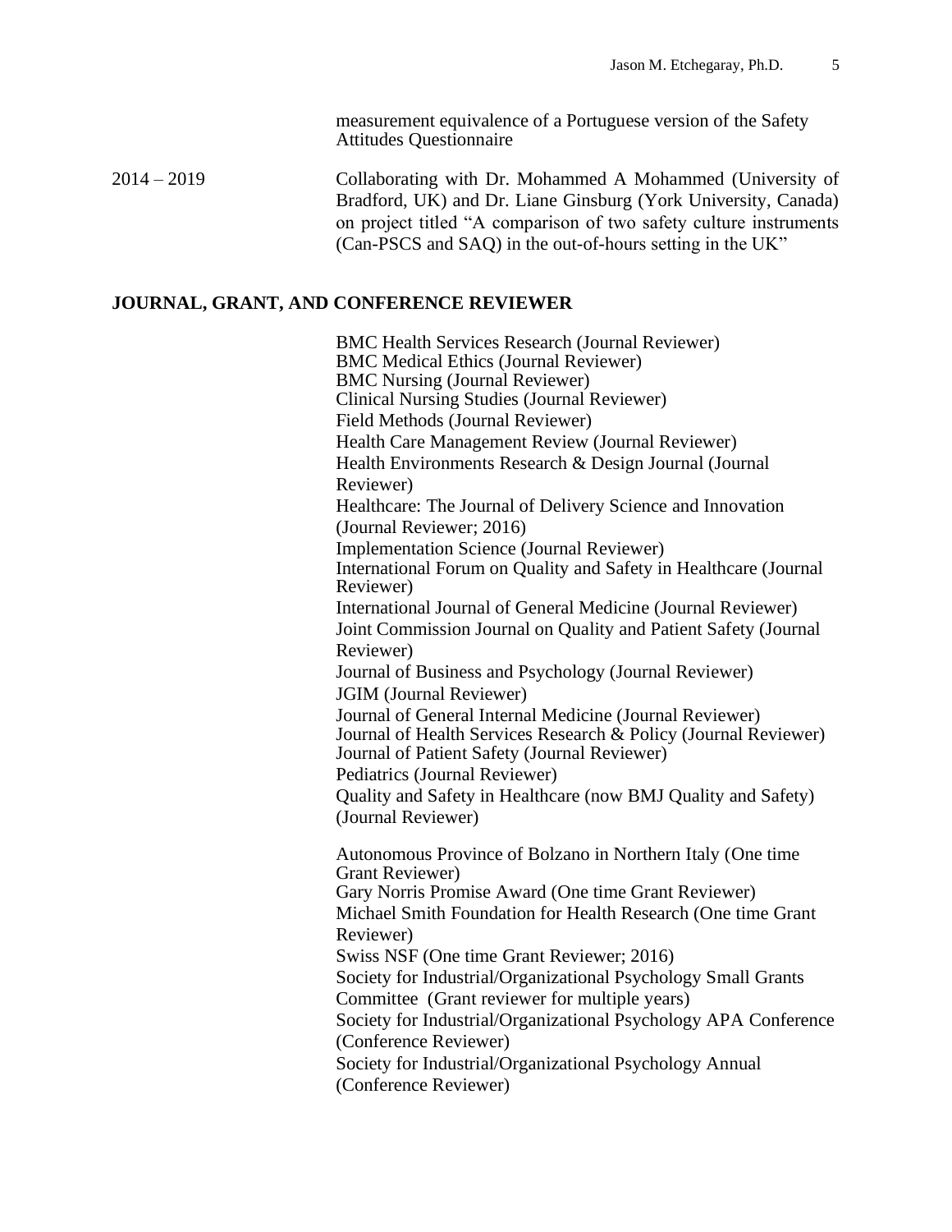measurement equivalence of a Portuguese version of the Safety Attitudes Questionnaire

2014 – 2019 Collaborating with Dr. Mohammed A Mohammed (University of Bradford, UK) and Dr. Liane Ginsburg (York University, Canada) on project titled "A comparison of two safety culture instruments (Can-PSCS and SAQ) in the out-of-hours setting in the UK"

## JOURNAL, GRANT, AND CONFERENCE REVIEWER

BMC Health Services Research (Journal Reviewer)
BMC Medical Ethics (Journal Reviewer)
BMC Nursing (Journal Reviewer)
Clinical Nursing Studies (Journal Reviewer)
Field Methods (Journal Reviewer)
Health Care Management Review (Journal Reviewer)
Health Environments Research & Design Journal (Journal Reviewer)
Healthcare: The Journal of Delivery Science and Innovation (Journal Reviewer; 2016)
Implementation Science (Journal Reviewer)
International Forum on Quality and Safety in Healthcare (Journal Reviewer)
International Journal of General Medicine (Journal Reviewer)
Joint Commission Journal on Quality and Patient Safety (Journal Reviewer)
Journal of Business and Psychology (Journal Reviewer)
JGIM (Journal Reviewer)
Journal of General Internal Medicine (Journal Reviewer)
Journal of Health Services Research & Policy (Journal Reviewer)
Journal of Patient Safety (Journal Reviewer)
Pediatrics (Journal Reviewer)
Quality and Safety in Healthcare (now BMJ Quality and Safety) (Journal Reviewer)

Autonomous Province of Bolzano in Northern Italy (One time Grant Reviewer)
Gary Norris Promise Award (One time Grant Reviewer)
Michael Smith Foundation for Health Research (One time Grant Reviewer)
Swiss NSF (One time Grant Reviewer; 2016)
Society for Industrial/Organizational Psychology Small Grants Committee (Grant reviewer for multiple years)
Society for Industrial/Organizational Psychology APA Conference (Conference Reviewer)
Society for Industrial/Organizational Psychology Annual (Conference Reviewer)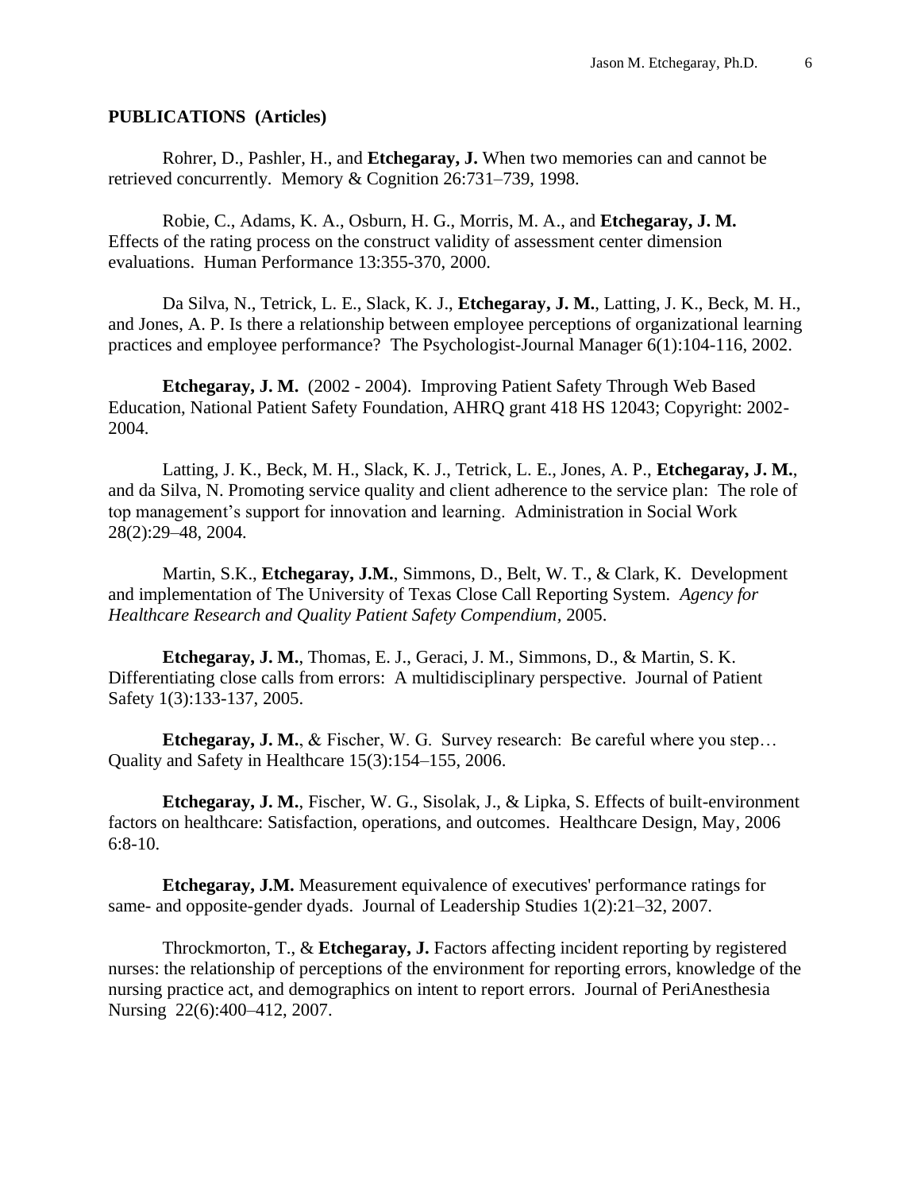**PUBLICATIONS (Articles)**

Rohrer, D., Pashler, H., and **Etchegaray, J.** When two memories can and cannot be retrieved concurrently. Memory & Cognition 26:731–739, 1998.

Robie, C., Adams, K. A., Osburn, H. G., Morris, M. A., and **Etchegaray, J. M.** Effects of the rating process on the construct validity of assessment center dimension evaluations. Human Performance 13:355-370, 2000.

Da Silva, N., Tetrick, L. E., Slack, K. J., **Etchegaray, J. M.**, Latting, J. K., Beck, M. H., and Jones, A. P. Is there a relationship between employee perceptions of organizational learning practices and employee performance? The Psychologist-Journal Manager 6(1):104-116, 2002.

**Etchegaray, J. M.** (2002 - 2004). Improving Patient Safety Through Web Based Education, National Patient Safety Foundation, AHRQ grant 418 HS 12043; Copyright: 2002-2004.

Latting, J. K., Beck, M. H., Slack, K. J., Tetrick, L. E., Jones, A. P., **Etchegaray, J. M.**, and da Silva, N. Promoting service quality and client adherence to the service plan: The role of top management's support for innovation and learning. Administration in Social Work 28(2):29–48, 2004.

Martin, S.K., **Etchegaray, J.M.**, Simmons, D., Belt, W. T., & Clark, K. Development and implementation of The University of Texas Close Call Reporting System. *Agency for Healthcare Research and Quality Patient Safety Compendium*, 2005.

**Etchegaray, J. M.**, Thomas, E. J., Geraci, J. M., Simmons, D., & Martin, S. K. Differentiating close calls from errors: A multidisciplinary perspective. Journal of Patient Safety 1(3):133-137, 2005.

**Etchegaray, J. M.**, & Fischer, W. G. Survey research: Be careful where you step… Quality and Safety in Healthcare 15(3):154–155, 2006.

**Etchegaray, J. M.**, Fischer, W. G., Sisolak, J., & Lipka, S. Effects of built-environment factors on healthcare: Satisfaction, operations, and outcomes. Healthcare Design, May, 2006 6:8-10.

**Etchegaray, J.M.** Measurement equivalence of executives' performance ratings for same- and opposite-gender dyads. Journal of Leadership Studies 1(2):21–32, 2007.

Throckmorton, T., & **Etchegaray, J.** Factors affecting incident reporting by registered nurses: the relationship of perceptions of the environment for reporting errors, knowledge of the nursing practice act, and demographics on intent to report errors. Journal of PeriAnesthesia Nursing 22(6):400–412, 2007.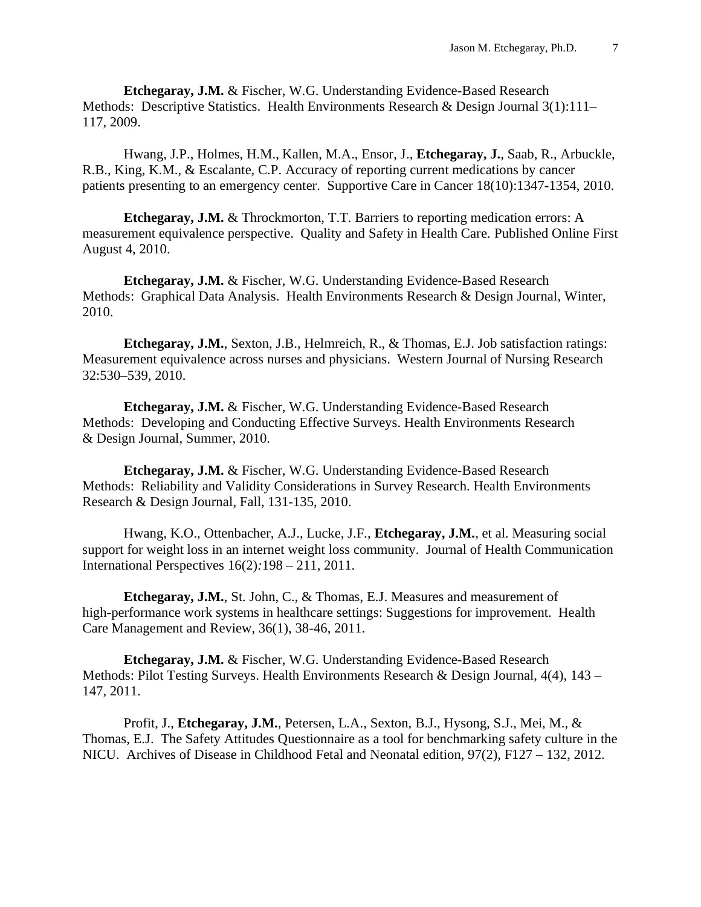**Etchegaray, J.M.** & Fischer, W.G. Understanding Evidence-Based Research Methods: Descriptive Statistics. Health Environments Research & Design Journal 3(1):111–117, 2009.

Hwang, J.P., Holmes, H.M., Kallen, M.A., Ensor, J., **Etchegaray, J.**, Saab, R., Arbuckle, R.B., King, K.M., & Escalante, C.P. Accuracy of reporting current medications by cancer patients presenting to an emergency center. Supportive Care in Cancer 18(10):1347-1354, 2010.

**Etchegaray, J.M.** & Throckmorton, T.T. Barriers to reporting medication errors: A measurement equivalence perspective. Quality and Safety in Health Care. Published Online First August 4, 2010.

**Etchegaray, J.M.** & Fischer, W.G. Understanding Evidence-Based Research Methods: Graphical Data Analysis. Health Environments Research & Design Journal, Winter, 2010.

**Etchegaray, J.M.**, Sexton, J.B., Helmreich, R., & Thomas, E.J. Job satisfaction ratings: Measurement equivalence across nurses and physicians. Western Journal of Nursing Research 32:530–539, 2010.

**Etchegaray, J.M.** & Fischer, W.G. Understanding Evidence-Based Research Methods: Developing and Conducting Effective Surveys. Health Environments Research & Design Journal, Summer, 2010.

**Etchegaray, J.M.** & Fischer, W.G. Understanding Evidence-Based Research Methods: Reliability and Validity Considerations in Survey Research. Health Environments Research & Design Journal, Fall, 131-135, 2010.

Hwang, K.O., Ottenbacher, A.J., Lucke, J.F., **Etchegaray, J.M.**, et al. Measuring social support for weight loss in an internet weight loss community. Journal of Health Communication International Perspectives 16(2):198 – 211, 2011.

**Etchegaray, J.M.**, St. John, C., & Thomas, E.J. Measures and measurement of high-performance work systems in healthcare settings: Suggestions for improvement. Health Care Management and Review, 36(1), 38-46, 2011.

**Etchegaray, J.M.** & Fischer, W.G. Understanding Evidence-Based Research Methods: Pilot Testing Surveys. Health Environments Research & Design Journal, 4(4), 143 – 147, 2011.

Profit, J., **Etchegaray, J.M.**, Petersen, L.A., Sexton, B.J., Hysong, S.J., Mei, M., & Thomas, E.J. The Safety Attitudes Questionnaire as a tool for benchmarking safety culture in the NICU. Archives of Disease in Childhood Fetal and Neonatal edition, 97(2), F127 – 132, 2012.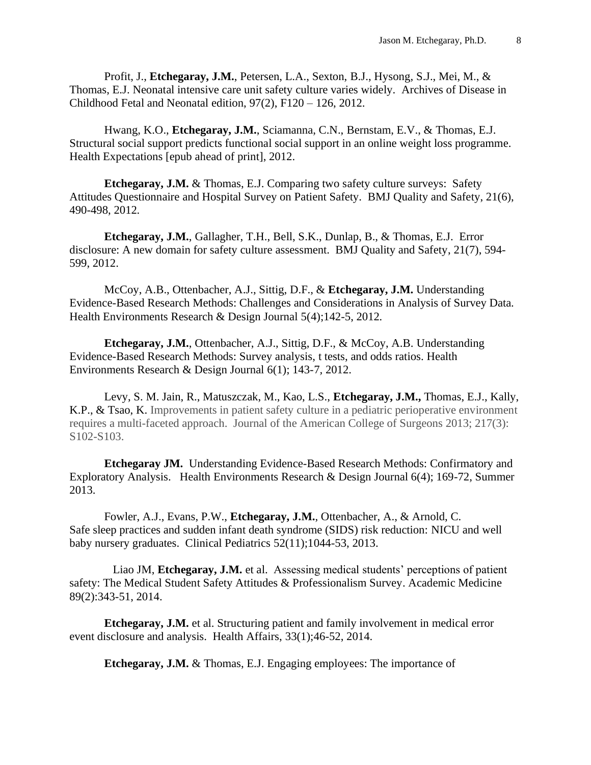Profit, J., **Etchegaray, J.M.**, Petersen, L.A., Sexton, B.J., Hysong, S.J., Mei, M., & Thomas, E.J. Neonatal intensive care unit safety culture varies widely. Archives of Disease in Childhood Fetal and Neonatal edition, 97(2), F120 – 126, 2012.

Hwang, K.O., **Etchegaray, J.M.**, Sciamanna, C.N., Bernstam, E.V., & Thomas, E.J. Structural social support predicts functional social support in an online weight loss programme. Health Expectations [epub ahead of print], 2012.

**Etchegaray, J.M.** & Thomas, E.J. Comparing two safety culture surveys: Safety Attitudes Questionnaire and Hospital Survey on Patient Safety. BMJ Quality and Safety, 21(6), 490-498, 2012.

**Etchegaray, J.M.**, Gallagher, T.H., Bell, S.K., Dunlap, B., & Thomas, E.J. Error disclosure: A new domain for safety culture assessment. BMJ Quality and Safety, 21(7), 594-599, 2012.

McCoy, A.B., Ottenbacher, A.J., Sittig, D.F., & **Etchegaray, J.M.** Understanding Evidence-Based Research Methods: Challenges and Considerations in Analysis of Survey Data. Health Environments Research & Design Journal 5(4);142-5, 2012.

**Etchegaray, J.M.**, Ottenbacher, A.J., Sittig, D.F., & McCoy, A.B. Understanding Evidence-Based Research Methods: Survey analysis, t tests, and odds ratios. Health Environments Research & Design Journal 6(1); 143-7, 2012.

Levy, S. M. Jain, R., Matuszczak, M., Kao, L.S., **Etchegaray, J.M.,** Thomas, E.J., Kally, K.P., & Tsao, K. Improvements in patient safety culture in a pediatric perioperative environment requires a multi-faceted approach. Journal of the American College of Surgeons 2013; 217(3): S102-S103.

**Etchegaray JM.** Understanding Evidence-Based Research Methods: Confirmatory and Exploratory Analysis. Health Environments Research & Design Journal 6(4); 169-72, Summer 2013.

Fowler, A.J., Evans, P.W., **Etchegaray, J.M.**, Ottenbacher, A., & Arnold, C. Safe sleep practices and sudden infant death syndrome (SIDS) risk reduction: NICU and well baby nursery graduates. Clinical Pediatrics 52(11);1044-53, 2013.

Liao JM, **Etchegaray, J.M.** et al. Assessing medical students' perceptions of patient safety: The Medical Student Safety Attitudes & Professionalism Survey. Academic Medicine 89(2):343-51, 2014.

**Etchegaray, J.M.** et al. Structuring patient and family involvement in medical error event disclosure and analysis. Health Affairs, 33(1);46-52, 2014.

**Etchegaray, J.M.** & Thomas, E.J. Engaging employees: The importance of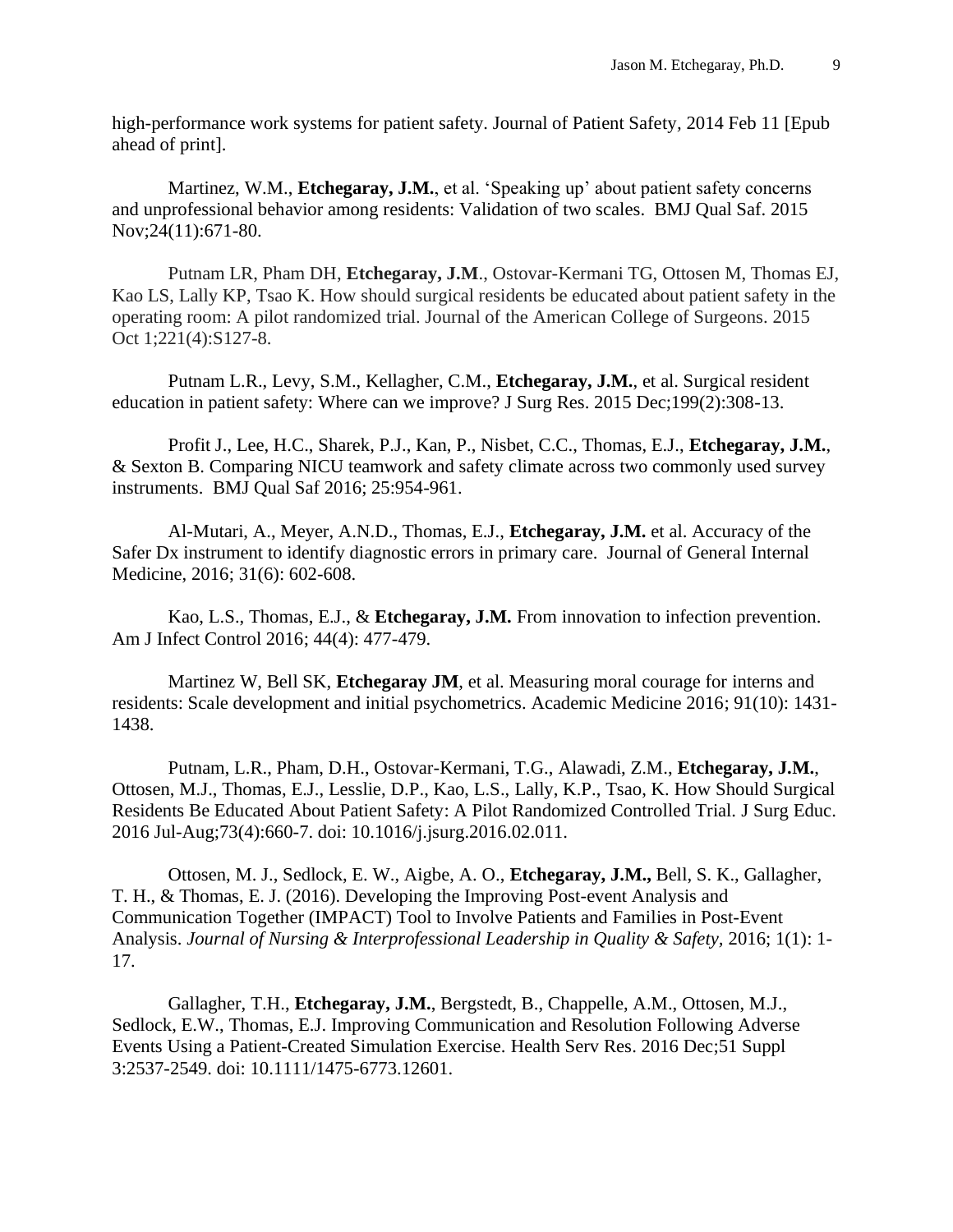high-performance work systems for patient safety. Journal of Patient Safety, 2014 Feb 11 [Epub ahead of print].

Martinez, W.M., **Etchegaray, J.M.**, et al. 'Speaking up' about patient safety concerns and unprofessional behavior among residents: Validation of two scales. BMJ Qual Saf. 2015 Nov;24(11):671-80.

Putnam LR, Pham DH, **Etchegaray, J.M**., Ostovar-Kermani TG, Ottosen M, Thomas EJ, Kao LS, Lally KP, Tsao K. How should surgical residents be educated about patient safety in the operating room: A pilot randomized trial. Journal of the American College of Surgeons. 2015 Oct 1;221(4):S127-8.

Putnam L.R., Levy, S.M., Kellagher, C.M., **Etchegaray, J.M.**, et al. Surgical resident education in patient safety: Where can we improve? J Surg Res. 2015 Dec;199(2):308-13.

Profit J., Lee, H.C., Sharek, P.J., Kan, P., Nisbet, C.C., Thomas, E.J., **Etchegaray, J.M.**, & Sexton B. Comparing NICU teamwork and safety climate across two commonly used survey instruments. BMJ Qual Saf 2016; 25:954-961.

Al-Mutari, A., Meyer, A.N.D., Thomas, E.J., **Etchegaray, J.M.** et al. Accuracy of the Safer Dx instrument to identify diagnostic errors in primary care. Journal of General Internal Medicine, 2016; 31(6): 602-608.

Kao, L.S., Thomas, E.J., & **Etchegaray, J.M.** From innovation to infection prevention. Am J Infect Control 2016; 44(4): 477-479.

Martinez W, Bell SK, **Etchegaray JM**, et al. Measuring moral courage for interns and residents: Scale development and initial psychometrics. Academic Medicine 2016; 91(10): 1431-1438.

Putnam, L.R., Pham, D.H., Ostovar-Kermani, T.G., Alawadi, Z.M., **Etchegaray, J.M.**, Ottosen, M.J., Thomas, E.J., Lesslie, D.P., Kao, L.S., Lally, K.P., Tsao, K. How Should Surgical Residents Be Educated About Patient Safety: A Pilot Randomized Controlled Trial. J Surg Educ. 2016 Jul-Aug;73(4):660-7. doi: 10.1016/j.jsurg.2016.02.011.

Ottosen, M. J., Sedlock, E. W., Aigbe, A. O., **Etchegaray, J.M.,** Bell, S. K., Gallagher, T. H., & Thomas, E. J. (2016). Developing the Improving Post-event Analysis and Communication Together (IMPACT) Tool to Involve Patients and Families in Post-Event Analysis. *Journal of Nursing & Interprofessional Leadership in Quality & Safety*, 2016; 1(1): 1-17.

Gallagher, T.H., **Etchegaray, J.M.**, Bergstedt, B., Chappelle, A.M., Ottosen, M.J., Sedlock, E.W., Thomas, E.J. Improving Communication and Resolution Following Adverse Events Using a Patient-Created Simulation Exercise. Health Serv Res. 2016 Dec;51 Suppl 3:2537-2549. doi: 10.1111/1475-6773.12601.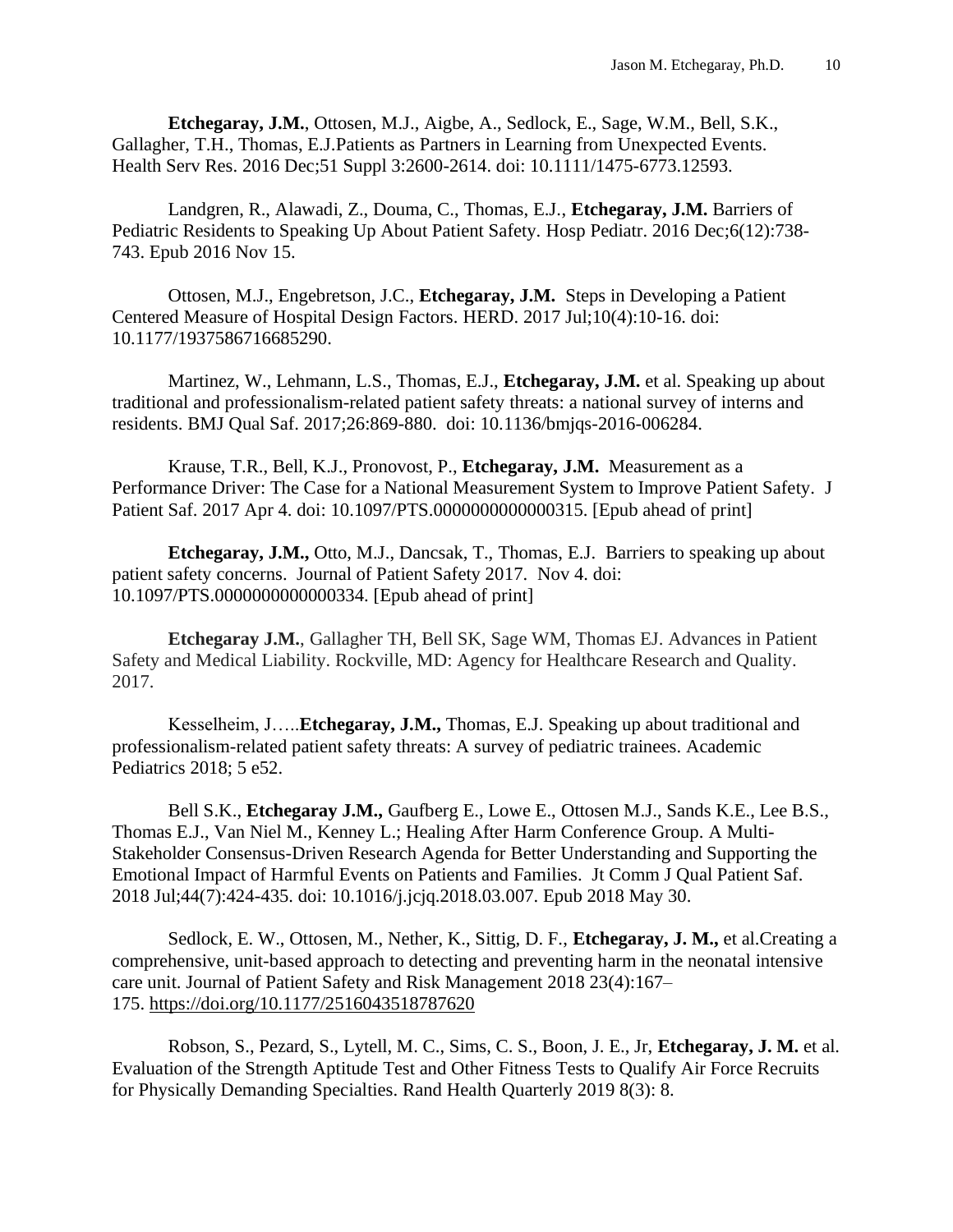**Etchegaray, J.M.**, Ottosen, M.J., Aigbe, A., Sedlock, E., Sage, W.M., Bell, S.K., Gallagher, T.H., Thomas, E.J.Patients as Partners in Learning from Unexpected Events. Health Serv Res. 2016 Dec;51 Suppl 3:2600-2614. doi: 10.1111/1475-6773.12593.

Landgren, R., Alawadi, Z., Douma, C., Thomas, E.J., **Etchegaray, J.M.** Barriers of Pediatric Residents to Speaking Up About Patient Safety. Hosp Pediatr. 2016 Dec;6(12):738-743. Epub 2016 Nov 15.

Ottosen, M.J., Engebretson, J.C., **Etchegaray, J.M.** Steps in Developing a Patient Centered Measure of Hospital Design Factors. HERD. 2017 Jul;10(4):10-16. doi: 10.1177/1937586716685290.

Martinez, W., Lehmann, L.S., Thomas, E.J., **Etchegaray, J.M.** et al. Speaking up about traditional and professionalism-related patient safety threats: a national survey of interns and residents. BMJ Qual Saf. 2017;26:869-880. doi: 10.1136/bmjqs-2016-006284.

Krause, T.R., Bell, K.J., Pronovost, P., **Etchegaray, J.M.** Measurement as a Performance Driver: The Case for a National Measurement System to Improve Patient Safety. J Patient Saf. 2017 Apr 4. doi: 10.1097/PTS.0000000000000315. [Epub ahead of print]

**Etchegaray, J.M.,** Otto, M.J., Dancsak, T., Thomas, E.J. Barriers to speaking up about patient safety concerns. Journal of Patient Safety 2017. Nov 4. doi: 10.1097/PTS.0000000000000334. [Epub ahead of print]

**Etchegaray J.M.**, Gallagher TH, Bell SK, Sage WM, Thomas EJ. Advances in Patient Safety and Medical Liability. Rockville, MD: Agency for Healthcare Research and Quality. 2017.

Kesselheim, J…..**Etchegaray, J.M.,** Thomas, E.J. Speaking up about traditional and professionalism-related patient safety threats: A survey of pediatric trainees. Academic Pediatrics 2018; 5 e52.

Bell S.K., **Etchegaray J.M.,** Gaufberg E., Lowe E., Ottosen M.J., Sands K.E., Lee B.S., Thomas E.J., Van Niel M., Kenney L.; Healing After Harm Conference Group. A Multi-Stakeholder Consensus-Driven Research Agenda for Better Understanding and Supporting the Emotional Impact of Harmful Events on Patients and Families. Jt Comm J Qual Patient Saf. 2018 Jul;44(7):424-435. doi: 10.1016/j.jcjq.2018.03.007. Epub 2018 May 30.

Sedlock, E. W., Ottosen, M., Nether, K., Sittig, D. F., **Etchegaray, J. M.,** et al.Creating a comprehensive, unit-based approach to detecting and preventing harm in the neonatal intensive care unit. Journal of Patient Safety and Risk Management 2018 23(4):167–175. https://doi.org/10.1177/2516043518787620

Robson, S., Pezard, S., Lytell, M. C., Sims, C. S., Boon, J. E., Jr, **Etchegaray, J. M.** et al. Evaluation of the Strength Aptitude Test and Other Fitness Tests to Qualify Air Force Recruits for Physically Demanding Specialties. Rand Health Quarterly 2019 8(3): 8.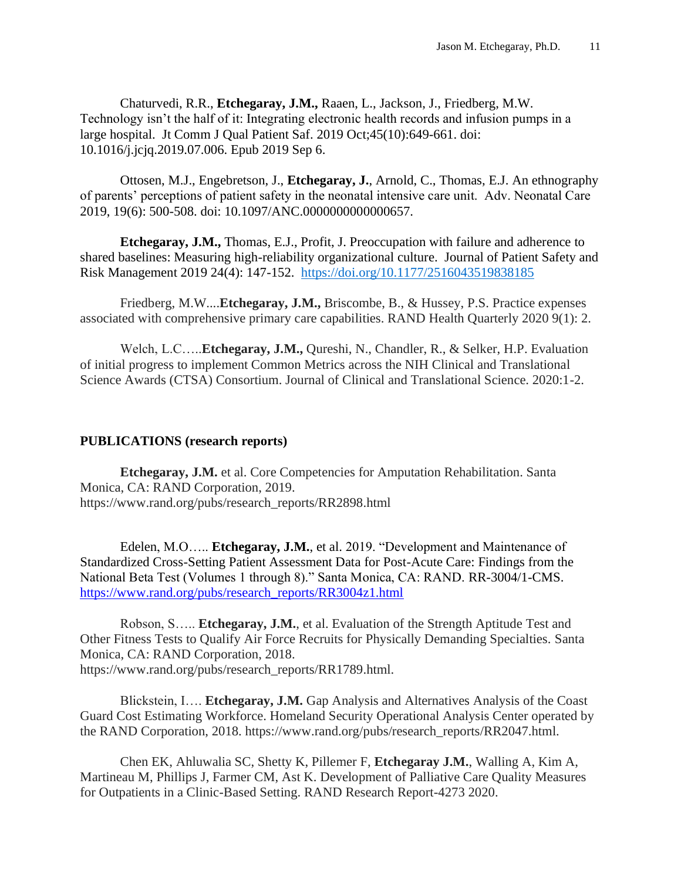Chaturvedi, R.R., **Etchegaray, J.M.,** Raaen, L., Jackson, J., Friedberg, M.W. Technology isn't the half of it: Integrating electronic health records and infusion pumps in a large hospital. Jt Comm J Qual Patient Saf. 2019 Oct;45(10):649-661. doi: 10.1016/j.jcjq.2019.07.006. Epub 2019 Sep 6.

Ottosen, M.J., Engebretson, J., **Etchegaray, J.**, Arnold, C., Thomas, E.J. An ethnography of parents' perceptions of patient safety in the neonatal intensive care unit. Adv. Neonatal Care 2019, 19(6): 500-508. doi: 10.1097/ANC.0000000000000657.

**Etchegaray, J.M.,** Thomas, E.J., Profit, J. Preoccupation with failure and adherence to shared baselines: Measuring high-reliability organizational culture. Journal of Patient Safety and Risk Management 2019 24(4): 147-152. [https://doi.org/10.1177/2516043519838185](https://doi.org/10.1177/2516043519838185)

Friedberg, M.W....**Etchegaray, J.M.,** Briscombe, B., & Hussey, P.S. Practice expenses associated with comprehensive primary care capabilities. RAND Health Quarterly 2020 9(1): 2.

Welch, L.C…..**Etchegaray, J.M.,** Qureshi, N., Chandler, R., & Selker, H.P. Evaluation of initial progress to implement Common Metrics across the NIH Clinical and Translational Science Awards (CTSA) Consortium. Journal of Clinical and Translational Science. 2020:1-2.

**PUBLICATIONS (research reports)**

**Etchegaray, J.M.** et al. Core Competencies for Amputation Rehabilitation. Santa Monica, CA: RAND Corporation, 2019. https://www.rand.org/pubs/research_reports/RR2898.html

Edelen, M.O….. **Etchegaray, J.M.**, et al. 2019. "Development and Maintenance of Standardized Cross-Setting Patient Assessment Data for Post-Acute Care: Findings from the National Beta Test (Volumes 1 through 8)." Santa Monica, CA: RAND. RR-3004/1-CMS. [https://www.rand.org/pubs/research_reports/RR3004z1.html](https://www.rand.org/pubs/research_reports/RR3004z1.html)

Robson, S….. **Etchegaray, J.M.**, et al. Evaluation of the Strength Aptitude Test and Other Fitness Tests to Qualify Air Force Recruits for Physically Demanding Specialties. Santa Monica, CA: RAND Corporation, 2018. https://www.rand.org/pubs/research_reports/RR1789.html.

Blickstein, I…. **Etchegaray, J.M.** Gap Analysis and Alternatives Analysis of the Coast Guard Cost Estimating Workforce. Homeland Security Operational Analysis Center operated by the RAND Corporation, 2018. https://www.rand.org/pubs/research_reports/RR2047.html.

Chen EK, Ahluwalia SC, Shetty K, Pillemer F, **Etchegaray J.M.**, Walling A, Kim A, Martineau M, Phillips J, Farmer CM, Ast K. Development of Palliative Care Quality Measures for Outpatients in a Clinic-Based Setting. RAND Research Report-4273 2020.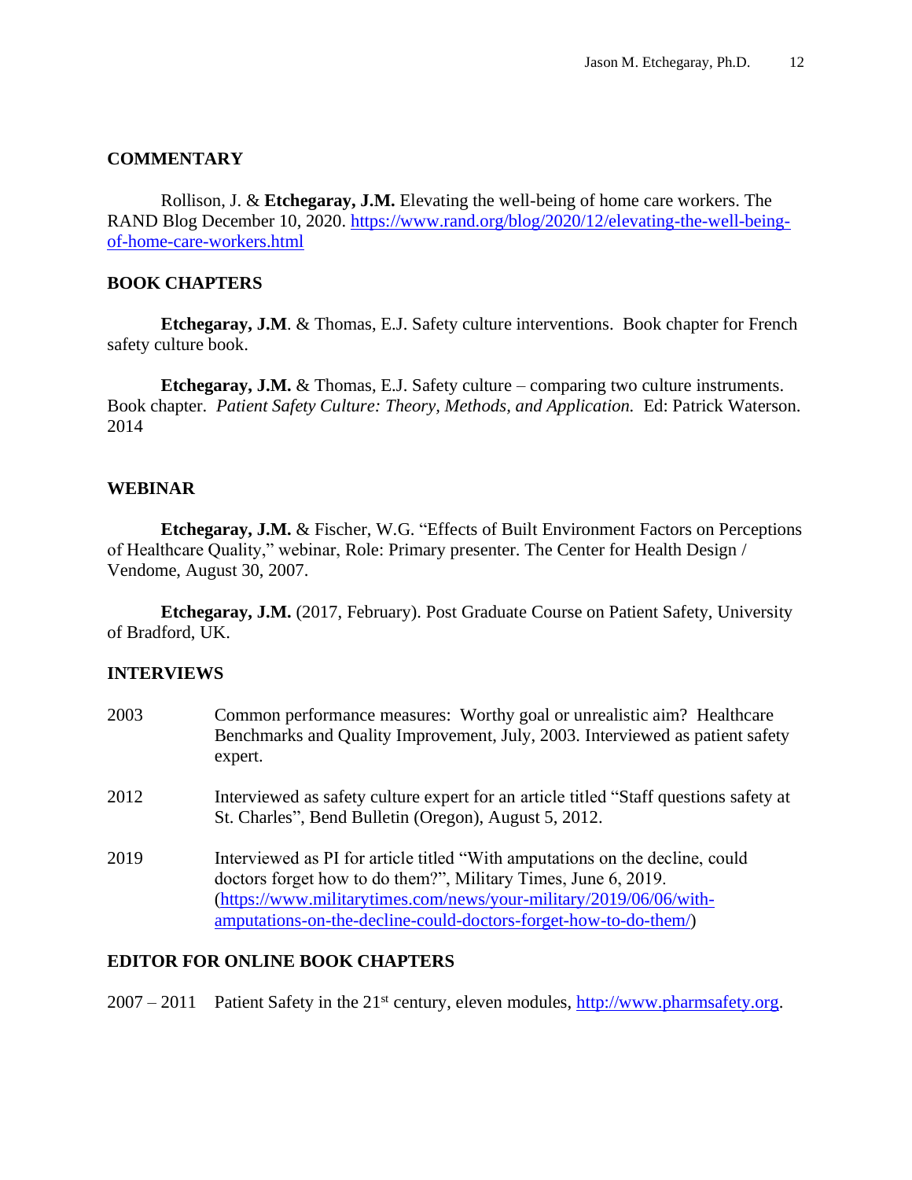## COMMENTARY

Rollison, J. & **Etchegaray, J.M.** Elevating the well-being of home care workers. The RAND Blog December 10, 2020. https://www.rand.org/blog/2020/12/elevating-the-well-being-of-home-care-workers.html

## BOOK CHAPTERS

**Etchegaray, J.M**. & Thomas, E.J. Safety culture interventions. Book chapter for French safety culture book.

**Etchegaray, J.M.** & Thomas, E.J. Safety culture – comparing two culture instruments. Book chapter. *Patient Safety Culture: Theory, Methods, and Application.* Ed: Patrick Waterson. 2014

## WEBINAR

**Etchegaray, J.M.** & Fischer, W.G. "Effects of Built Environment Factors on Perceptions of Healthcare Quality," webinar, Role: Primary presenter. The Center for Health Design / Vendome, August 30, 2007.

**Etchegaray, J.M.** (2017, February). Post Graduate Course on Patient Safety, University of Bradford, UK.

## INTERVIEWS

2003 Common performance measures: Worthy goal or unrealistic aim? Healthcare Benchmarks and Quality Improvement, July, 2003. Interviewed as patient safety expert.

2012 Interviewed as safety culture expert for an article titled "Staff questions safety at St. Charles", Bend Bulletin (Oregon), August 5, 2012.

2019 Interviewed as PI for article titled "With amputations on the decline, could doctors forget how to do them?", Military Times, June 6, 2019. (https://www.militarytimes.com/news/your-military/2019/06/06/with-amputations-on-the-decline-could-doctors-forget-how-to-do-them/)

## EDITOR FOR ONLINE BOOK CHAPTERS

2007 – 2011 Patient Safety in the 21st century, eleven modules, http://www.pharmsafety.org.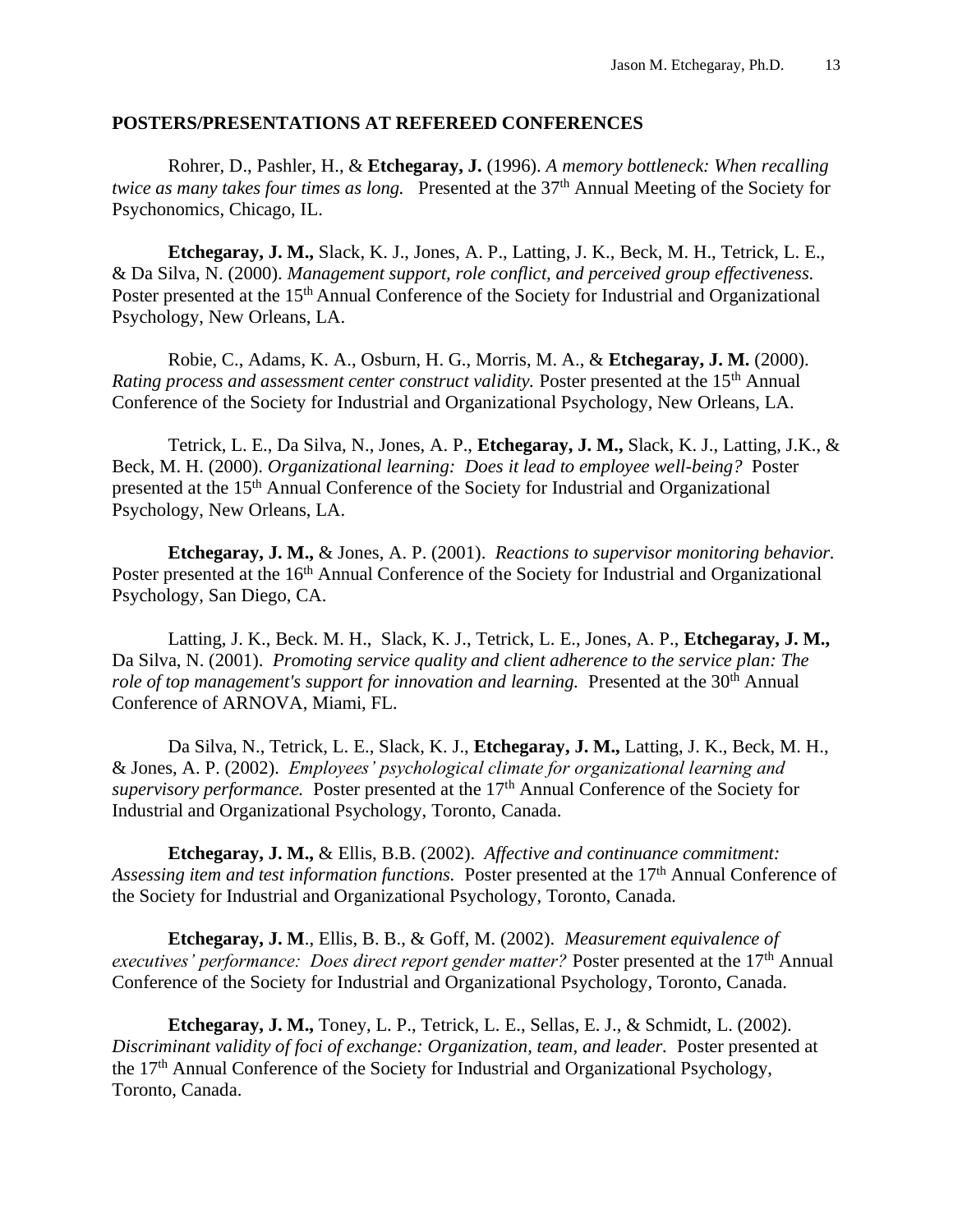## POSTERS/PRESENTATIONS AT REFEREED CONFERENCES

Rohrer, D., Pashler, H., & **Etchegaray, J.** (1996). *A memory bottleneck: When recalling twice as many takes four times as long.* Presented at the 37th Annual Meeting of the Society for Psychonomics, Chicago, IL.

**Etchegaray, J. M.,** Slack, K. J., Jones, A. P., Latting, J. K., Beck, M. H., Tetrick, L. E., & Da Silva, N. (2000). *Management support, role conflict, and perceived group effectiveness.* Poster presented at the 15th Annual Conference of the Society for Industrial and Organizational Psychology, New Orleans, LA.

Robie, C., Adams, K. A., Osburn, H. G., Morris, M. A., & **Etchegaray, J. M.** (2000). *Rating process and assessment center construct validity.* Poster presented at the 15th Annual Conference of the Society for Industrial and Organizational Psychology, New Orleans, LA.

Tetrick, L. E., Da Silva, N., Jones, A. P., **Etchegaray, J. M.,** Slack, K. J., Latting, J.K., & Beck, M. H. (2000). *Organizational learning: Does it lead to employee well-being?* Poster presented at the 15th Annual Conference of the Society for Industrial and Organizational Psychology, New Orleans, LA.

**Etchegaray, J. M.,** & Jones, A. P. (2001). *Reactions to supervisor monitoring behavior.* Poster presented at the 16th Annual Conference of the Society for Industrial and Organizational Psychology, San Diego, CA.

Latting, J. K., Beck. M. H., Slack, K. J., Tetrick, L. E., Jones, A. P., **Etchegaray, J. M.,** Da Silva, N. (2001). *Promoting service quality and client adherence to the service plan: The role of top management's support for innovation and learning.* Presented at the 30th Annual Conference of ARNOVA, Miami, FL.

Da Silva, N., Tetrick, L. E., Slack, K. J., **Etchegaray, J. M.,** Latting, J. K., Beck, M. H., & Jones, A. P. (2002). *Employees' psychological climate for organizational learning and supervisory performance.* Poster presented at the 17th Annual Conference of the Society for Industrial and Organizational Psychology, Toronto, Canada.

**Etchegaray, J. M.,** & Ellis, B.B. (2002). *Affective and continuance commitment: Assessing item and test information functions.* Poster presented at the 17th Annual Conference of the Society for Industrial and Organizational Psychology, Toronto, Canada.

**Etchegaray, J. M**., Ellis, B. B., & Goff, M. (2002). *Measurement equivalence of executives' performance: Does direct report gender matter?* Poster presented at the 17th Annual Conference of the Society for Industrial and Organizational Psychology, Toronto, Canada.

**Etchegaray, J. M.,** Toney, L. P., Tetrick, L. E., Sellas, E. J., & Schmidt, L. (2002). *Discriminant validity of foci of exchange: Organization, team, and leader.* Poster presented at the 17th Annual Conference of the Society for Industrial and Organizational Psychology, Toronto, Canada.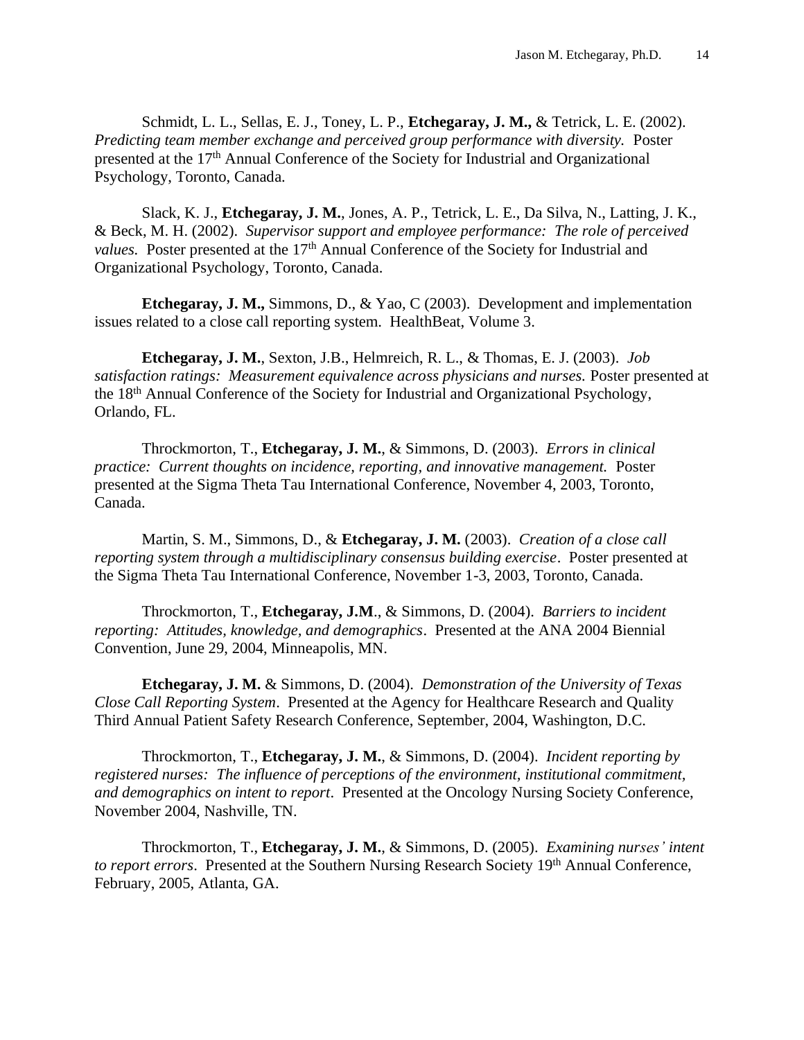Schmidt, L. L., Sellas, E. J., Toney, L. P., **Etchegaray, J. M.,** & Tetrick, L. E. (2002). *Predicting team member exchange and perceived group performance with diversity.* Poster presented at the 17th Annual Conference of the Society for Industrial and Organizational Psychology, Toronto, Canada.

Slack, K. J., **Etchegaray, J. M.**, Jones, A. P., Tetrick, L. E., Da Silva, N., Latting, J. K., & Beck, M. H. (2002). *Supervisor support and employee performance: The role of perceived values.* Poster presented at the 17th Annual Conference of the Society for Industrial and Organizational Psychology, Toronto, Canada.

**Etchegaray, J. M.,** Simmons, D., & Yao, C (2003). Development and implementation issues related to a close call reporting system. HealthBeat, Volume 3.

**Etchegaray, J. M.**, Sexton, J.B., Helmreich, R. L., & Thomas, E. J. (2003). *Job satisfaction ratings: Measurement equivalence across physicians and nurses.* Poster presented at the 18th Annual Conference of the Society for Industrial and Organizational Psychology, Orlando, FL.

Throckmorton, T., **Etchegaray, J. M.**, & Simmons, D. (2003). *Errors in clinical practice: Current thoughts on incidence, reporting, and innovative management.* Poster presented at the Sigma Theta Tau International Conference, November 4, 2003, Toronto, Canada.

Martin, S. M., Simmons, D., & **Etchegaray, J. M.** (2003). *Creation of a close call reporting system through a multidisciplinary consensus building exercise*. Poster presented at the Sigma Theta Tau International Conference, November 1-3, 2003, Toronto, Canada.

Throckmorton, T., **Etchegaray, J.M**., & Simmons, D. (2004). *Barriers to incident reporting: Attitudes, knowledge, and demographics*. Presented at the ANA 2004 Biennial Convention, June 29, 2004, Minneapolis, MN.

**Etchegaray, J. M.** & Simmons, D. (2004). *Demonstration of the University of Texas Close Call Reporting System*. Presented at the Agency for Healthcare Research and Quality Third Annual Patient Safety Research Conference, September, 2004, Washington, D.C.

Throckmorton, T., **Etchegaray, J. M.**, & Simmons, D. (2004). *Incident reporting by registered nurses: The influence of perceptions of the environment, institutional commitment, and demographics on intent to report*. Presented at the Oncology Nursing Society Conference, November 2004, Nashville, TN.

Throckmorton, T., **Etchegaray, J. M.**, & Simmons, D. (2005). *Examining nurses' intent to report errors*. Presented at the Southern Nursing Research Society 19th Annual Conference, February, 2005, Atlanta, GA.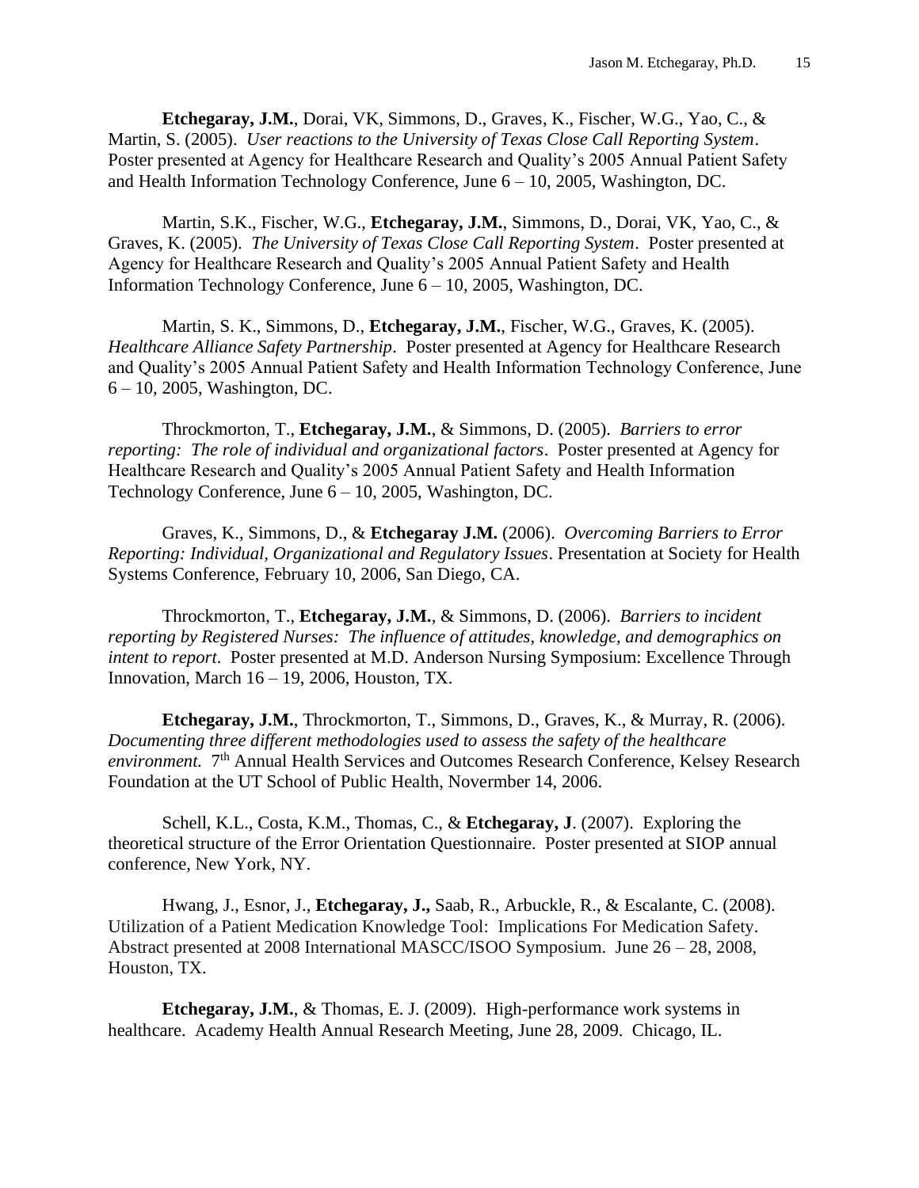**Etchegaray, J.M.**, Dorai, VK, Simmons, D., Graves, K., Fischer, W.G., Yao, C., & Martin, S. (2005). *User reactions to the University of Texas Close Call Reporting System*. Poster presented at Agency for Healthcare Research and Quality's 2005 Annual Patient Safety and Health Information Technology Conference, June 6 – 10, 2005, Washington, DC.

Martin, S.K., Fischer, W.G., **Etchegaray, J.M.**, Simmons, D., Dorai, VK, Yao, C., & Graves, K. (2005). *The University of Texas Close Call Reporting System*. Poster presented at Agency for Healthcare Research and Quality's 2005 Annual Patient Safety and Health Information Technology Conference, June 6 – 10, 2005, Washington, DC.

Martin, S. K., Simmons, D., **Etchegaray, J.M.**, Fischer, W.G., Graves, K. (2005). *Healthcare Alliance Safety Partnership*. Poster presented at Agency for Healthcare Research and Quality's 2005 Annual Patient Safety and Health Information Technology Conference, June 6 – 10, 2005, Washington, DC.

Throckmorton, T., **Etchegaray, J.M.**, & Simmons, D. (2005). *Barriers to error reporting: The role of individual and organizational factors*. Poster presented at Agency for Healthcare Research and Quality's 2005 Annual Patient Safety and Health Information Technology Conference, June 6 – 10, 2005, Washington, DC.

Graves, K., Simmons, D., & **Etchegaray J.M.** (2006). *Overcoming Barriers to Error Reporting: Individual, Organizational and Regulatory Issues*. Presentation at Society for Health Systems Conference, February 10, 2006, San Diego, CA.

Throckmorton, T., **Etchegaray, J.M.**, & Simmons, D. (2006). *Barriers to incident reporting by Registered Nurses: The influence of attitudes, knowledge, and demographics on intent to report*. Poster presented at M.D. Anderson Nursing Symposium: Excellence Through Innovation, March 16 – 19, 2006, Houston, TX.

**Etchegaray, J.M.**, Throckmorton, T., Simmons, D., Graves, K., & Murray, R. (2006). *Documenting three different methodologies used to assess the safety of the healthcare environment.* 7th Annual Health Services and Outcomes Research Conference, Kelsey Research Foundation at the UT School of Public Health, Novermber 14, 2006.

Schell, K.L., Costa, K.M., Thomas, C., & **Etchegaray, J**. (2007). Exploring the theoretical structure of the Error Orientation Questionnaire. Poster presented at SIOP annual conference, New York, NY.

Hwang, J., Esnor, J., **Etchegaray, J.,** Saab, R., Arbuckle, R., & Escalante, C. (2008). Utilization of a Patient Medication Knowledge Tool: Implications For Medication Safety. Abstract presented at 2008 International MASCC/ISOO Symposium. June 26 – 28, 2008, Houston, TX.

**Etchegaray, J.M.**, & Thomas, E. J. (2009). High-performance work systems in healthcare. Academy Health Annual Research Meeting, June 28, 2009. Chicago, IL.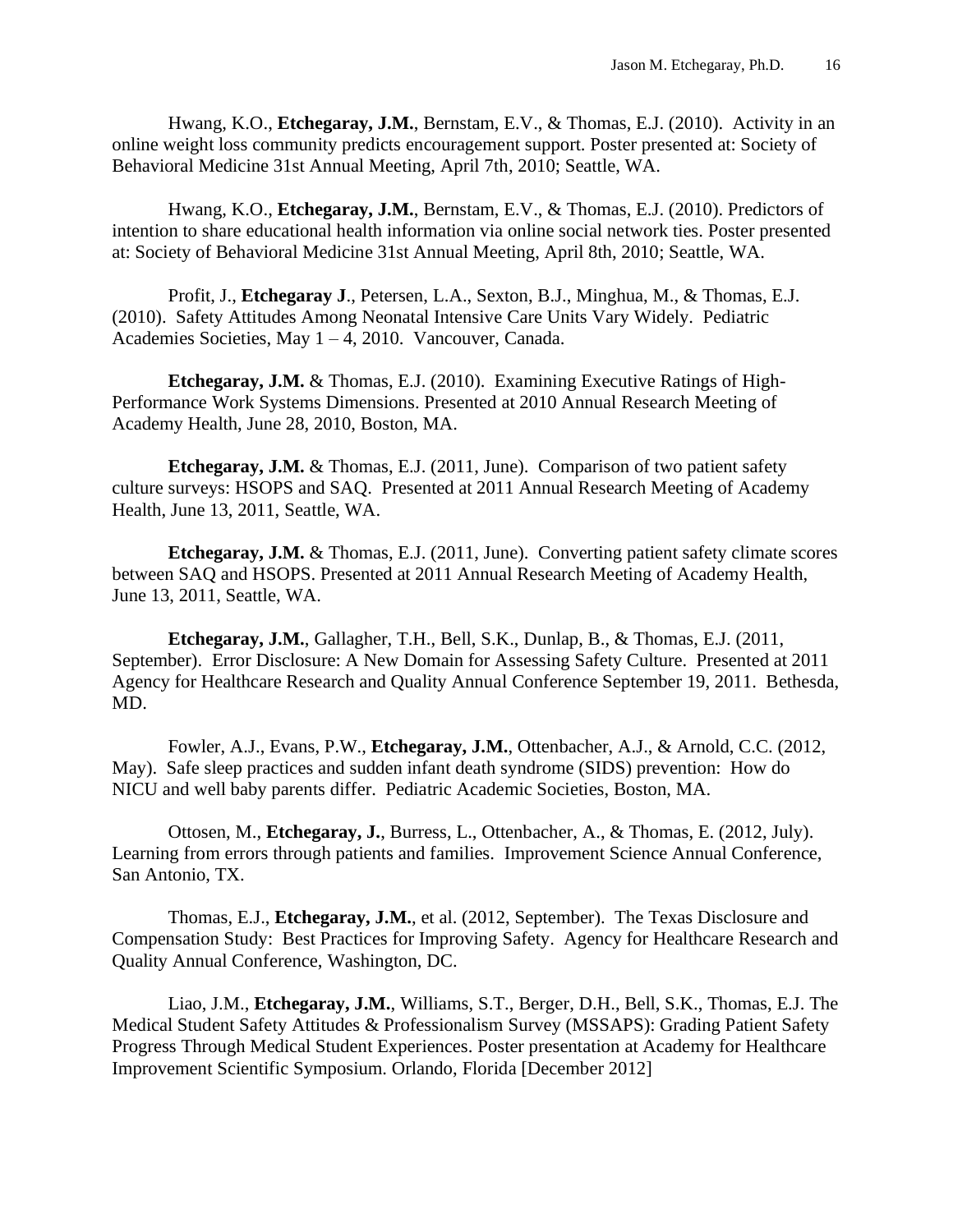Hwang, K.O., **Etchegaray, J.M.**, Bernstam, E.V., & Thomas, E.J. (2010). Activity in an online weight loss community predicts encouragement support. Poster presented at: Society of Behavioral Medicine 31st Annual Meeting, April 7th, 2010; Seattle, WA.

Hwang, K.O., **Etchegaray, J.M.**, Bernstam, E.V., & Thomas, E.J. (2010). Predictors of intention to share educational health information via online social network ties. Poster presented at: Society of Behavioral Medicine 31st Annual Meeting, April 8th, 2010; Seattle, WA.

Profit, J., **Etchegaray J**., Petersen, L.A., Sexton, B.J., Minghua, M., & Thomas, E.J. (2010). Safety Attitudes Among Neonatal Intensive Care Units Vary Widely. Pediatric Academies Societies, May 1 – 4, 2010. Vancouver, Canada.

**Etchegaray, J.M.** & Thomas, E.J. (2010). Examining Executive Ratings of High-Performance Work Systems Dimensions. Presented at 2010 Annual Research Meeting of Academy Health, June 28, 2010, Boston, MA.

**Etchegaray, J.M.** & Thomas, E.J. (2011, June). Comparison of two patient safety culture surveys: HSOPS and SAQ. Presented at 2011 Annual Research Meeting of Academy Health, June 13, 2011, Seattle, WA.

**Etchegaray, J.M.** & Thomas, E.J. (2011, June). Converting patient safety climate scores between SAQ and HSOPS. Presented at 2011 Annual Research Meeting of Academy Health, June 13, 2011, Seattle, WA.

**Etchegaray, J.M.**, Gallagher, T.H., Bell, S.K., Dunlap, B., & Thomas, E.J. (2011, September). Error Disclosure: A New Domain for Assessing Safety Culture. Presented at 2011 Agency for Healthcare Research and Quality Annual Conference September 19, 2011. Bethesda, MD.

Fowler, A.J., Evans, P.W., **Etchegaray, J.M.**, Ottenbacher, A.J., & Arnold, C.C. (2012, May). Safe sleep practices and sudden infant death syndrome (SIDS) prevention: How do NICU and well baby parents differ. Pediatric Academic Societies, Boston, MA.

Ottosen, M., **Etchegaray, J.**, Burress, L., Ottenbacher, A., & Thomas, E. (2012, July). Learning from errors through patients and families. Improvement Science Annual Conference, San Antonio, TX.

Thomas, E.J., **Etchegaray, J.M.**, et al. (2012, September). The Texas Disclosure and Compensation Study: Best Practices for Improving Safety. Agency for Healthcare Research and Quality Annual Conference, Washington, DC.

Liao, J.M., **Etchegaray, J.M.**, Williams, S.T., Berger, D.H., Bell, S.K., Thomas, E.J. The Medical Student Safety Attitudes & Professionalism Survey (MSSAPS): Grading Patient Safety Progress Through Medical Student Experiences. Poster presentation at Academy for Healthcare Improvement Scientific Symposium. Orlando, Florida [December 2012]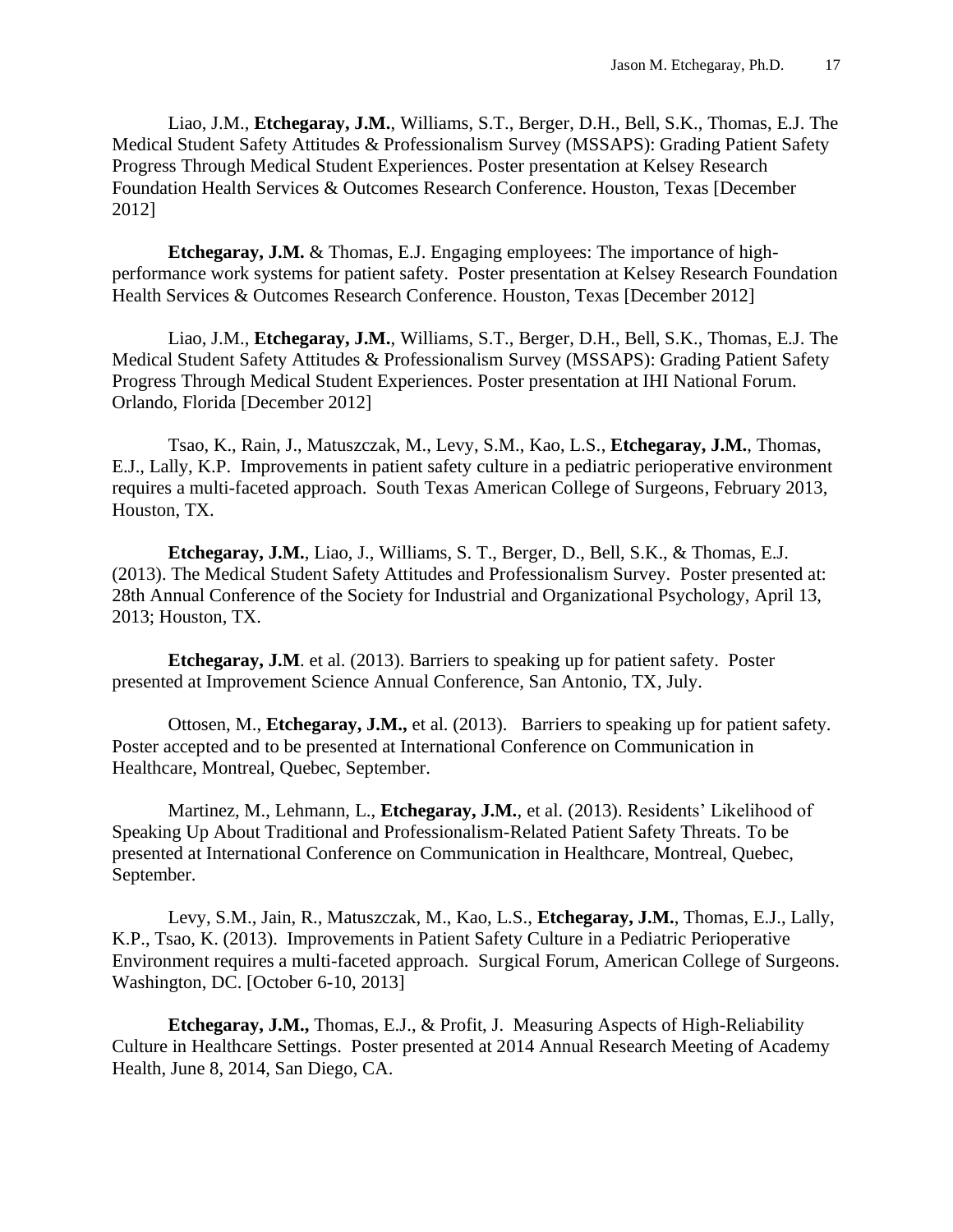Liao, J.M., **Etchegaray, J.M.**, Williams, S.T., Berger, D.H., Bell, S.K., Thomas, E.J. The Medical Student Safety Attitudes & Professionalism Survey (MSSAPS): Grading Patient Safety Progress Through Medical Student Experiences. Poster presentation at Kelsey Research Foundation Health Services & Outcomes Research Conference. Houston, Texas [December 2012]

**Etchegaray, J.M.** & Thomas, E.J. Engaging employees: The importance of high-performance work systems for patient safety. Poster presentation at Kelsey Research Foundation Health Services & Outcomes Research Conference. Houston, Texas [December 2012]

Liao, J.M., **Etchegaray, J.M.**, Williams, S.T., Berger, D.H., Bell, S.K., Thomas, E.J. The Medical Student Safety Attitudes & Professionalism Survey (MSSAPS): Grading Patient Safety Progress Through Medical Student Experiences. Poster presentation at IHI National Forum. Orlando, Florida [December 2012]

Tsao, K., Rain, J., Matuszczak, M., Levy, S.M., Kao, L.S., **Etchegaray, J.M.**, Thomas, E.J., Lally, K.P. Improvements in patient safety culture in a pediatric perioperative environment requires a multi-faceted approach. South Texas American College of Surgeons, February 2013, Houston, TX.

**Etchegaray, J.M.**, Liao, J., Williams, S. T., Berger, D., Bell, S.K., & Thomas, E.J. (2013). The Medical Student Safety Attitudes and Professionalism Survey. Poster presented at: 28th Annual Conference of the Society for Industrial and Organizational Psychology, April 13, 2013; Houston, TX.

**Etchegaray, J.M**. et al. (2013). Barriers to speaking up for patient safety. Poster presented at Improvement Science Annual Conference, San Antonio, TX, July.

Ottosen, M., **Etchegaray, J.M.,** et al. (2013). Barriers to speaking up for patient safety. Poster accepted and to be presented at International Conference on Communication in Healthcare, Montreal, Quebec, September.

Martinez, M., Lehmann, L., **Etchegaray, J.M.**, et al. (2013). Residents' Likelihood of Speaking Up About Traditional and Professionalism-Related Patient Safety Threats. To be presented at International Conference on Communication in Healthcare, Montreal, Quebec, September.

Levy, S.M., Jain, R., Matuszczak, M., Kao, L.S., **Etchegaray, J.M.**, Thomas, E.J., Lally, K.P., Tsao, K. (2013). Improvements in Patient Safety Culture in a Pediatric Perioperative Environment requires a multi-faceted approach. Surgical Forum, American College of Surgeons. Washington, DC. [October 6-10, 2013]

**Etchegaray, J.M.,** Thomas, E.J., & Profit, J. Measuring Aspects of High-Reliability Culture in Healthcare Settings. Poster presented at 2014 Annual Research Meeting of Academy Health, June 8, 2014, San Diego, CA.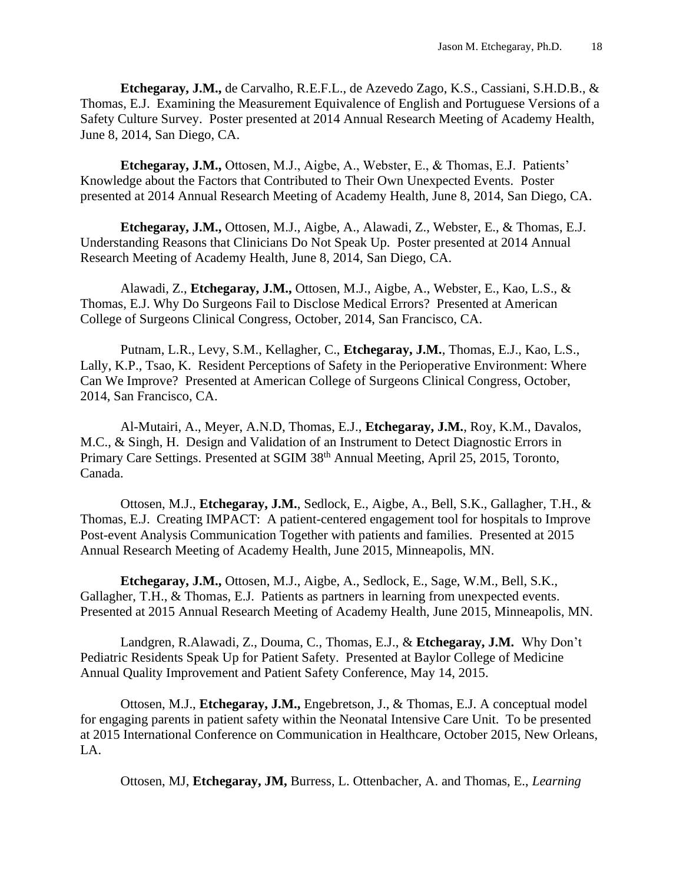**Etchegaray, J.M.,** de Carvalho, R.E.F.L., de Azevedo Zago, K.S., Cassiani, S.H.D.B., & Thomas, E.J. Examining the Measurement Equivalence of English and Portuguese Versions of a Safety Culture Survey. Poster presented at 2014 Annual Research Meeting of Academy Health, June 8, 2014, San Diego, CA.

**Etchegaray, J.M.,** Ottosen, M.J., Aigbe, A., Webster, E., & Thomas, E.J. Patients' Knowledge about the Factors that Contributed to Their Own Unexpected Events. Poster presented at 2014 Annual Research Meeting of Academy Health, June 8, 2014, San Diego, CA.

**Etchegaray, J.M.,** Ottosen, M.J., Aigbe, A., Alawadi, Z., Webster, E., & Thomas, E.J. Understanding Reasons that Clinicians Do Not Speak Up. Poster presented at 2014 Annual Research Meeting of Academy Health, June 8, 2014, San Diego, CA.

Alawadi, Z., **Etchegaray, J.M.,** Ottosen, M.J., Aigbe, A., Webster, E., Kao, L.S., & Thomas, E.J. Why Do Surgeons Fail to Disclose Medical Errors? Presented at American College of Surgeons Clinical Congress, October, 2014, San Francisco, CA.

Putnam, L.R., Levy, S.M., Kellagher, C., **Etchegaray, J.M.**, Thomas, E.J., Kao, L.S., Lally, K.P., Tsao, K. Resident Perceptions of Safety in the Perioperative Environment: Where Can We Improve? Presented at American College of Surgeons Clinical Congress, October, 2014, San Francisco, CA.

Al-Mutairi, A., Meyer, A.N.D, Thomas, E.J., **Etchegaray, J.M.**, Roy, K.M., Davalos, M.C., & Singh, H. Design and Validation of an Instrument to Detect Diagnostic Errors in Primary Care Settings. Presented at SGIM 38th Annual Meeting, April 25, 2015, Toronto, Canada.

Ottosen, M.J., **Etchegaray, J.M.**, Sedlock, E., Aigbe, A., Bell, S.K., Gallagher, T.H., & Thomas, E.J. Creating IMPACT: A patient-centered engagement tool for hospitals to Improve Post-event Analysis Communication Together with patients and families. Presented at 2015 Annual Research Meeting of Academy Health, June 2015, Minneapolis, MN.

**Etchegaray, J.M.,** Ottosen, M.J., Aigbe, A., Sedlock, E., Sage, W.M., Bell, S.K., Gallagher, T.H., & Thomas, E.J. Patients as partners in learning from unexpected events. Presented at 2015 Annual Research Meeting of Academy Health, June 2015, Minneapolis, MN.

Landgren, R.Alawadi, Z., Douma, C., Thomas, E.J., & **Etchegaray, J.M.** Why Don't Pediatric Residents Speak Up for Patient Safety. Presented at Baylor College of Medicine Annual Quality Improvement and Patient Safety Conference, May 14, 2015.

Ottosen, M.J., **Etchegaray, J.M.,** Engebretson, J., & Thomas, E.J. A conceptual model for engaging parents in patient safety within the Neonatal Intensive Care Unit. To be presented at 2015 International Conference on Communication in Healthcare, October 2015, New Orleans, LA.

Ottosen, MJ, **Etchegaray, JM,** Burress, L. Ottenbacher, A. and Thomas, E., *Learning*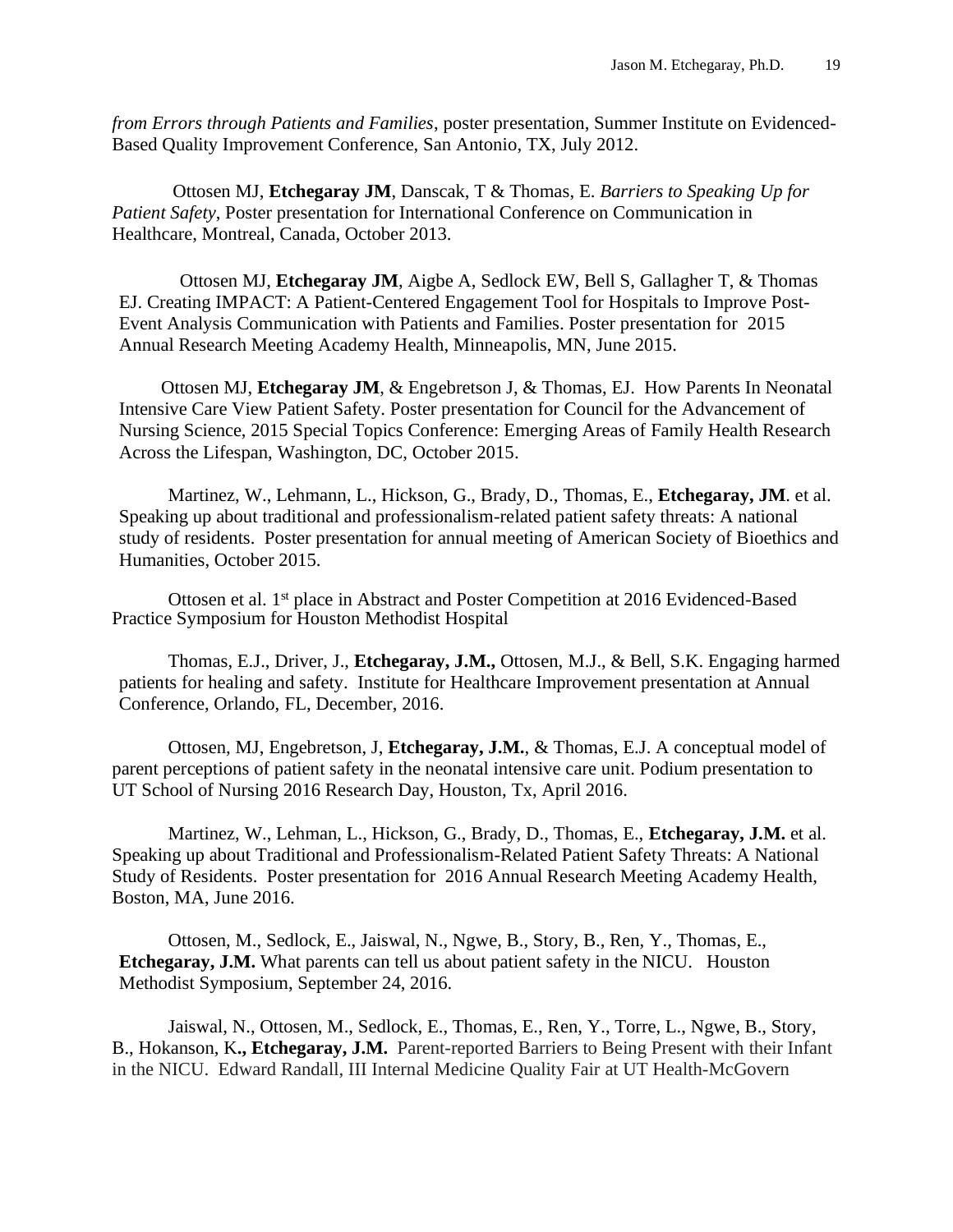*from Errors through Patients and Families*, poster presentation, Summer Institute on Evidenced-Based Quality Improvement Conference, San Antonio, TX, July 2012.

Ottosen MJ, **Etchegaray JM**, Danscak, T & Thomas, E. *Barriers to Speaking Up for Patient Safety,* Poster presentation for International Conference on Communication in Healthcare, Montreal, Canada, October 2013.

Ottosen MJ, **Etchegaray JM**, Aigbe A, Sedlock EW, Bell S, Gallagher T, & Thomas EJ. Creating IMPACT: A Patient-Centered Engagement Tool for Hospitals to Improve Post-Event Analysis Communication with Patients and Families. Poster presentation for 2015 Annual Research Meeting Academy Health, Minneapolis, MN, June 2015.

Ottosen MJ, **Etchegaray JM**, & Engebretson J, & Thomas, EJ. How Parents In Neonatal Intensive Care View Patient Safety. Poster presentation for Council for the Advancement of Nursing Science, 2015 Special Topics Conference: Emerging Areas of Family Health Research Across the Lifespan, Washington, DC, October 2015.

Martinez, W., Lehmann, L., Hickson, G., Brady, D., Thomas, E., **Etchegaray, JM**. et al. Speaking up about traditional and professionalism-related patient safety threats: A national study of residents. Poster presentation for annual meeting of American Society of Bioethics and Humanities, October 2015.

Ottosen et al. 1st place in Abstract and Poster Competition at 2016 Evidenced-Based Practice Symposium for Houston Methodist Hospital

Thomas, E.J., Driver, J., **Etchegaray, J.M.,** Ottosen, M.J., & Bell, S.K. Engaging harmed patients for healing and safety. Institute for Healthcare Improvement presentation at Annual Conference, Orlando, FL, December, 2016.

Ottosen, MJ, Engebretson, J, **Etchegaray, J.M.**, & Thomas, E.J. A conceptual model of parent perceptions of patient safety in the neonatal intensive care unit. Podium presentation to UT School of Nursing 2016 Research Day, Houston, Tx, April 2016.

Martinez, W., Lehman, L., Hickson, G., Brady, D., Thomas, E., **Etchegaray, J.M.** et al. Speaking up about Traditional and Professionalism-Related Patient Safety Threats: A National Study of Residents. Poster presentation for 2016 Annual Research Meeting Academy Health, Boston, MA, June 2016.

Ottosen, M., Sedlock, E., Jaiswal, N., Ngwe, B., Story, B., Ren, Y., Thomas, E., **Etchegaray, J.M.** What parents can tell us about patient safety in the NICU. Houston Methodist Symposium, September 24, 2016.

Jaiswal, N., Ottosen, M., Sedlock, E., Thomas, E., Ren, Y., Torre, L., Ngwe, B., Story, B., Hokanson, K**., Etchegaray, J.M.** Parent-reported Barriers to Being Present with their Infant in the NICU. Edward Randall, III Internal Medicine Quality Fair at UT Health-McGovern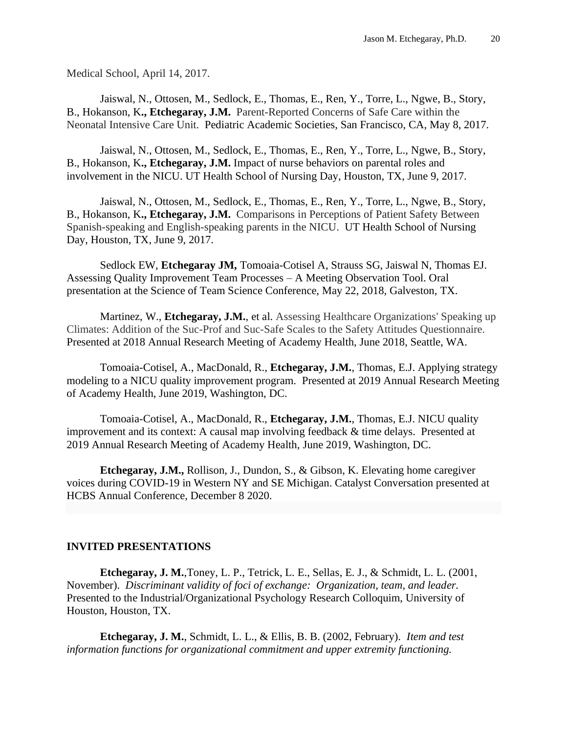Medical School, April 14, 2017.

Jaiswal, N., Ottosen, M., Sedlock, E., Thomas, E., Ren, Y., Torre, L., Ngwe, B., Story, B., Hokanson, K**., Etchegaray, J.M.** Parent-Reported Concerns of Safe Care within the Neonatal Intensive Care Unit. Pediatric Academic Societies, San Francisco, CA, May 8, 2017.

Jaiswal, N., Ottosen, M., Sedlock, E., Thomas, E., Ren, Y., Torre, L., Ngwe, B., Story, B., Hokanson, K**., Etchegaray, J.M.** Impact of nurse behaviors on parental roles and involvement in the NICU. UT Health School of Nursing Day, Houston, TX, June 9, 2017.

Jaiswal, N., Ottosen, M., Sedlock, E., Thomas, E., Ren, Y., Torre, L., Ngwe, B., Story, B., Hokanson, K**., Etchegaray, J.M.** Comparisons in Perceptions of Patient Safety Between Spanish-speaking and English-speaking parents in the NICU. UT Health School of Nursing Day, Houston, TX, June 9, 2017.

Sedlock EW, **Etchegaray JM,** Tomoaia-Cotisel A, Strauss SG, Jaiswal N, Thomas EJ. Assessing Quality Improvement Team Processes – A Meeting Observation Tool. Oral presentation at the Science of Team Science Conference, May 22, 2018, Galveston, TX.

Martinez, W., **Etchegaray, J.M.**, et al. Assessing Healthcare Organizations' Speaking up Climates: Addition of the Suc-Prof and Suc-Safe Scales to the Safety Attitudes Questionnaire. Presented at 2018 Annual Research Meeting of Academy Health, June 2018, Seattle, WA.

Tomoaia-Cotisel, A., MacDonald, R., **Etchegaray, J.M.**, Thomas, E.J. Applying strategy modeling to a NICU quality improvement program. Presented at 2019 Annual Research Meeting of Academy Health, June 2019, Washington, DC.

Tomoaia-Cotisel, A., MacDonald, R., **Etchegaray, J.M.**, Thomas, E.J. NICU quality improvement and its context: A causal map involving feedback & time delays. Presented at 2019 Annual Research Meeting of Academy Health, June 2019, Washington, DC.

**Etchegaray, J.M.,** Rollison, J., Dundon, S., & Gibson, K. Elevating home caregiver voices during COVID-19 in Western NY and SE Michigan. Catalyst Conversation presented at HCBS Annual Conference, December 8 2020.

## INVITED PRESENTATIONS

**Etchegaray, J. M.**,Toney, L. P., Tetrick, L. E., Sellas, E. J., & Schmidt, L. L. (2001, November). *Discriminant validity of foci of exchange: Organization, team, and leader.* Presented to the Industrial/Organizational Psychology Research Colloquim, University of Houston, Houston, TX.

**Etchegaray, J. M.**, Schmidt, L. L., & Ellis, B. B. (2002, February). *Item and test information functions for organizational commitment and upper extremity functioning.*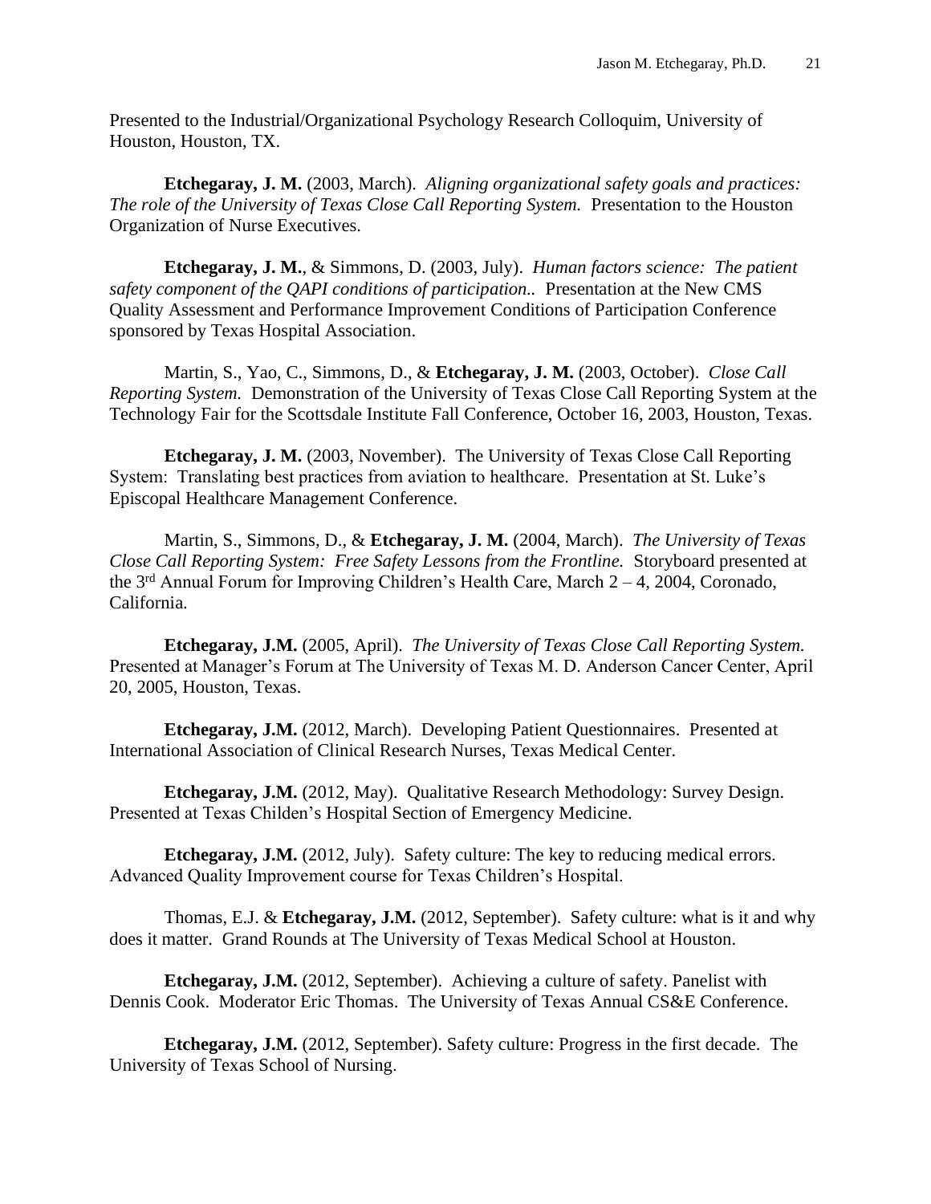Presented to the Industrial/Organizational Psychology Research Colloquim, University of Houston, Houston, TX.

**Etchegaray, J. M.** (2003, March). *Aligning organizational safety goals and practices: The role of the University of Texas Close Call Reporting System.* Presentation to the Houston Organization of Nurse Executives.

**Etchegaray, J. M.**, & Simmons, D. (2003, July). *Human factors science: The patient safety component of the QAPI conditions of participation..* Presentation at the New CMS Quality Assessment and Performance Improvement Conditions of Participation Conference sponsored by Texas Hospital Association.

Martin, S., Yao, C., Simmons, D., & **Etchegaray, J. M.** (2003, October). *Close Call Reporting System.* Demonstration of the University of Texas Close Call Reporting System at the Technology Fair for the Scottsdale Institute Fall Conference, October 16, 2003, Houston, Texas.

**Etchegaray, J. M.** (2003, November). The University of Texas Close Call Reporting System: Translating best practices from aviation to healthcare. Presentation at St. Luke's Episcopal Healthcare Management Conference.

Martin, S., Simmons, D., & **Etchegaray, J. M.** (2004, March). *The University of Texas Close Call Reporting System: Free Safety Lessons from the Frontline.* Storyboard presented at the 3rd Annual Forum for Improving Children's Health Care, March 2 – 4, 2004, Coronado, California.

**Etchegaray, J.M.** (2005, April). *The University of Texas Close Call Reporting System.* Presented at Manager's Forum at The University of Texas M. D. Anderson Cancer Center, April 20, 2005, Houston, Texas.

**Etchegaray, J.M.** (2012, March). Developing Patient Questionnaires. Presented at International Association of Clinical Research Nurses, Texas Medical Center.

**Etchegaray, J.M.** (2012, May). Qualitative Research Methodology: Survey Design. Presented at Texas Childen's Hospital Section of Emergency Medicine.

**Etchegaray, J.M.** (2012, July). Safety culture: The key to reducing medical errors. Advanced Quality Improvement course for Texas Children's Hospital.

Thomas, E.J. & **Etchegaray, J.M.** (2012, September). Safety culture: what is it and why does it matter. Grand Rounds at The University of Texas Medical School at Houston.

**Etchegaray, J.M.** (2012, September). Achieving a culture of safety. Panelist with Dennis Cook. Moderator Eric Thomas. The University of Texas Annual CS&E Conference.

**Etchegaray, J.M.** (2012, September). Safety culture: Progress in the first decade. The University of Texas School of Nursing.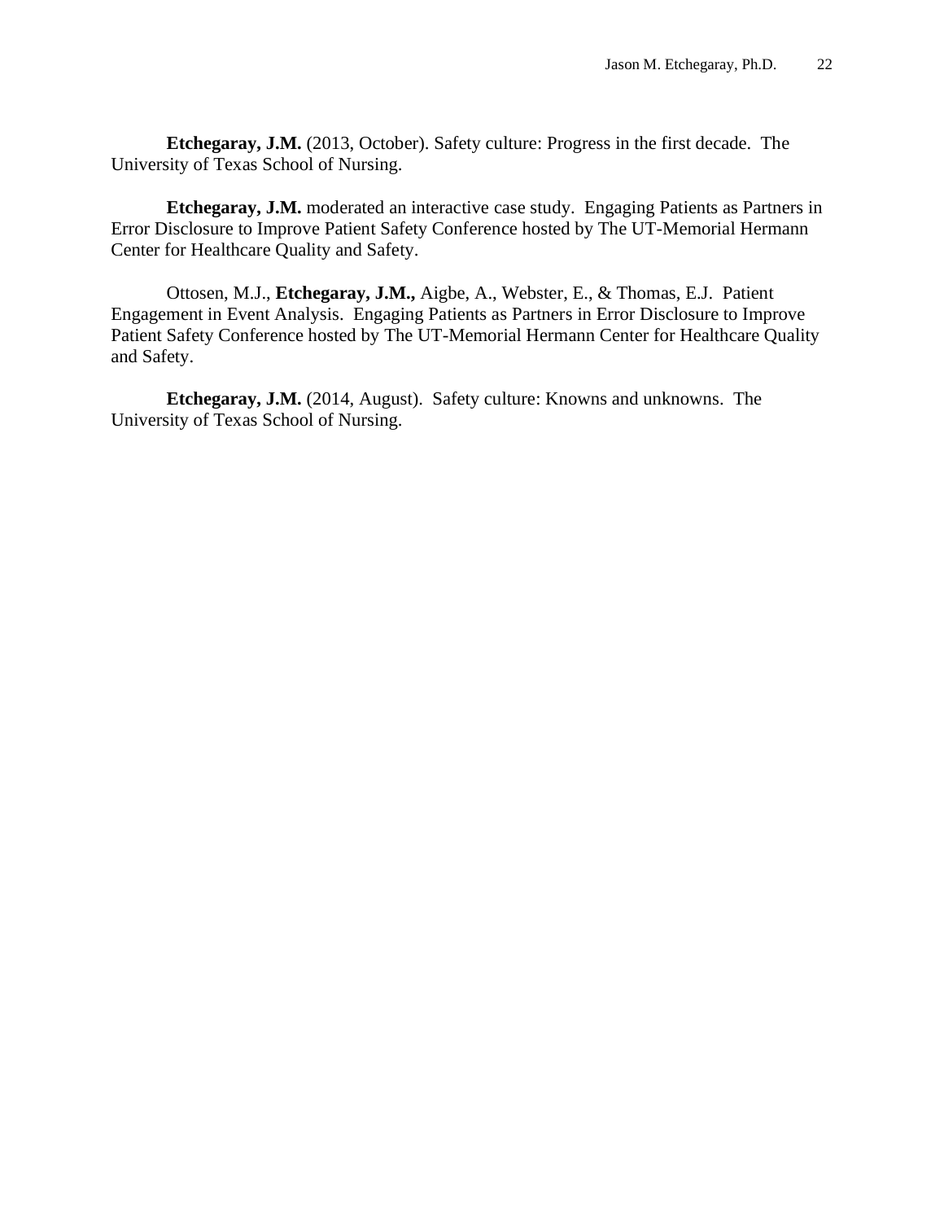**Etchegaray, J.M.** (2013, October). Safety culture: Progress in the first decade. The University of Texas School of Nursing.

**Etchegaray, J.M.** moderated an interactive case study. Engaging Patients as Partners in Error Disclosure to Improve Patient Safety Conference hosted by The UT-Memorial Hermann Center for Healthcare Quality and Safety.

Ottosen, M.J., **Etchegaray, J.M.,** Aigbe, A., Webster, E., & Thomas, E.J. Patient Engagement in Event Analysis. Engaging Patients as Partners in Error Disclosure to Improve Patient Safety Conference hosted by The UT-Memorial Hermann Center for Healthcare Quality and Safety.

**Etchegaray, J.M.** (2014, August). Safety culture: Knowns and unknowns. The University of Texas School of Nursing.